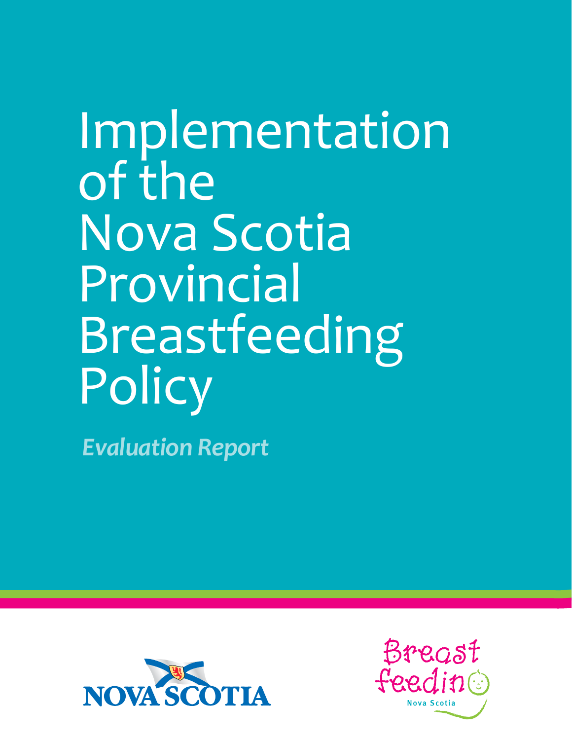# Implementation of the Nova Scotia Provincial Breastfeeding Policy

*Evaluation Report*

NOVA SCOTIA

Breastfeeding Nova Scotia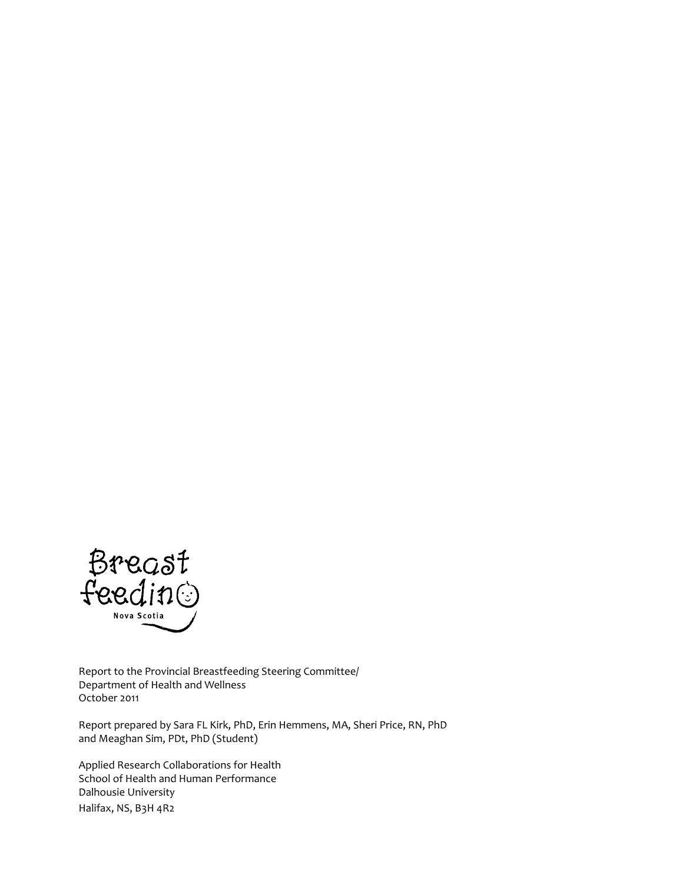Breastfeeding Nova Scotia

Report to the Provincial Breastfeeding Steering Committee/
Department of Health and Wellness
October 2011

Report prepared by Sara FL Kirk, PhD, Erin Hemmens, MA, Sheri Price, RN, PhD
and Meaghan Sim, PDt, PhD (Student)

Applied Research Collaborations for Health
School of Health and Human Performance
Dalhousie University
Halifax, NS, B3H 4R2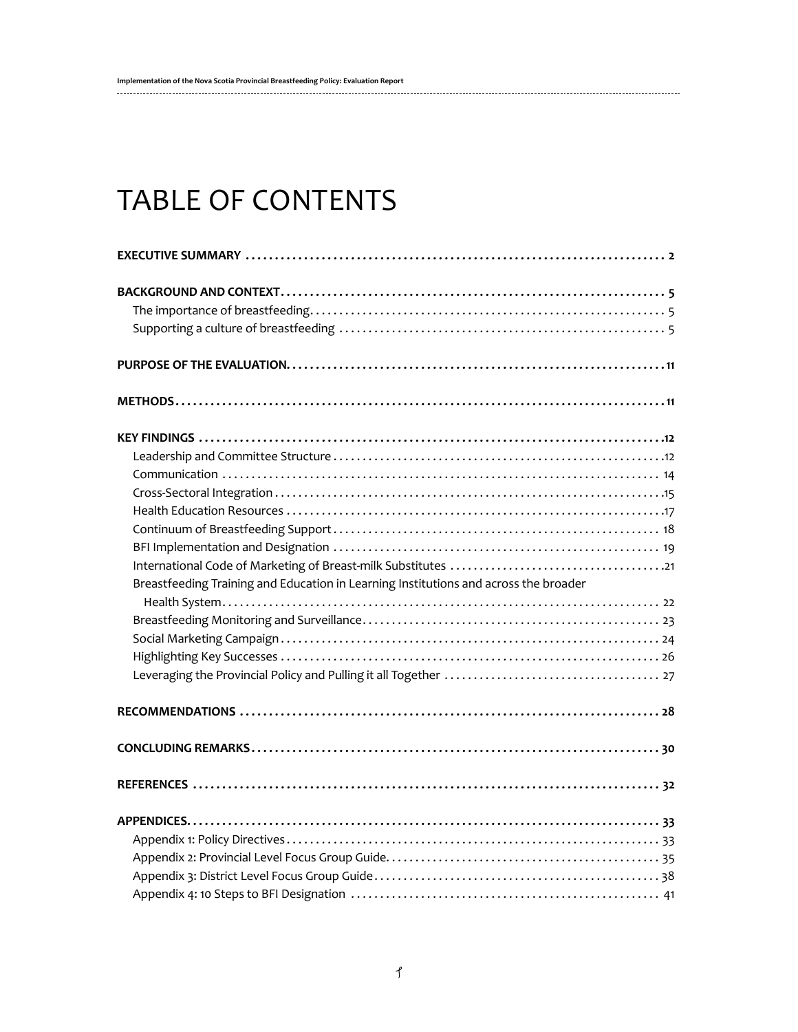# TABLE OF CONTENTS

**EXECUTIVE SUMMARY** . . . . . . . . . . . . . . . . . . . . . . . . . . . . . . . . . . . . . . . . . . . . . . . . . . . . . . . . . . . . . . . . . . . . **2**

**BACKGROUND AND CONTEXT** . . . . . . . . . . . . . . . . . . . . . . . . . . . . . . . . . . . . . . . . . . . . . . . . . . . . . . . . . . . . . . **5**

- The importance of breastfeeding . . . . . . . . . . . . . . . . . . . . . . . . . . . . . . . . . . . . . . . . . . . . . . . . . . . . . . . . . 5
- Supporting a culture of breastfeeding . . . . . . . . . . . . . . . . . . . . . . . . . . . . . . . . . . . . . . . . . . . . . . . . . . . . . . 5

**PURPOSE OF THE EVALUATION** . . . . . . . . . . . . . . . . . . . . . . . . . . . . . . . . . . . . . . . . . . . . . . . . . . . . . . . . . . . . . . **11**

**METHODS** . . . . . . . . . . . . . . . . . . . . . . . . . . . . . . . . . . . . . . . . . . . . . . . . . . . . . . . . . . . . . . . . . . . . . . . . . . . . . **11**

**KEY FINDINGS** . . . . . . . . . . . . . . . . . . . . . . . . . . . . . . . . . . . . . . . . . . . . . . . . . . . . . . . . . . . . . . . . . . . . . . . . . **12**

- Leadership and Committee Structure . . . . . . . . . . . . . . . . . . . . . . . . . . . . . . . . . . . . . . . . . . . . . . . . . . . . . . . 12
- Communication . . . . . . . . . . . . . . . . . . . . . . . . . . . . . . . . . . . . . . . . . . . . . . . . . . . . . . . . . . . . . . . . . . . . . . 14
- Cross-Sectoral Integration . . . . . . . . . . . . . . . . . . . . . . . . . . . . . . . . . . . . . . . . . . . . . . . . . . . . . . . . . . . . . . . 15
- Health Education Resources . . . . . . . . . . . . . . . . . . . . . . . . . . . . . . . . . . . . . . . . . . . . . . . . . . . . . . . . . . . . . 17
- Continuum of Breastfeeding Support . . . . . . . . . . . . . . . . . . . . . . . . . . . . . . . . . . . . . . . . . . . . . . . . . . . . . . . 18
- BFI Implementation and Designation . . . . . . . . . . . . . . . . . . . . . . . . . . . . . . . . . . . . . . . . . . . . . . . . . . . . . . . 19
- International Code of Marketing of Breast-milk Substitutes . . . . . . . . . . . . . . . . . . . . . . . . . . . . . . . . . . . . . 21
- Breastfeeding Training and Education in Learning Institutions and across the broader Health System . . . . . . . . . . . . . . . . . . . . . . . . . . . . . . . . . . . . . . . . . . . . . . . . . . . . . . . . . . . . . . . 22
- Breastfeeding Monitoring and Surveillance . . . . . . . . . . . . . . . . . . . . . . . . . . . . . . . . . . . . . . . . . . . . . . . . . . 23
- Social Marketing Campaign . . . . . . . . . . . . . . . . . . . . . . . . . . . . . . . . . . . . . . . . . . . . . . . . . . . . . . . . . . . . . 24
- Highlighting Key Successes . . . . . . . . . . . . . . . . . . . . . . . . . . . . . . . . . . . . . . . . . . . . . . . . . . . . . . . . . . . . . 26
- Leveraging the Provincial Policy and Pulling it all Together . . . . . . . . . . . . . . . . . . . . . . . . . . . . . . . . . . . . . 27

**RECOMMENDATIONS** . . . . . . . . . . . . . . . . . . . . . . . . . . . . . . . . . . . . . . . . . . . . . . . . . . . . . . . . . . . . . . . . . . . . **28**

**CONCLUDING REMARKS** . . . . . . . . . . . . . . . . . . . . . . . . . . . . . . . . . . . . . . . . . . . . . . . . . . . . . . . . . . . . . . . . . . **30**

**REFERENCES** . . . . . . . . . . . . . . . . . . . . . . . . . . . . . . . . . . . . . . . . . . . . . . . . . . . . . . . . . . . . . . . . . . . . . . . . . . **32**

**APPENDICES** . . . . . . . . . . . . . . . . . . . . . . . . . . . . . . . . . . . . . . . . . . . . . . . . . . . . . . . . . . . . . . . . . . . . . . . . . . **33**

- Appendix 1: Policy Directives . . . . . . . . . . . . . . . . . . . . . . . . . . . . . . . . . . . . . . . . . . . . . . . . . . . . . . . . . . . . 33
- Appendix 2: Provincial Level Focus Group Guide . . . . . . . . . . . . . . . . . . . . . . . . . . . . . . . . . . . . . . . . . . . . . 35
- Appendix 3: District Level Focus Group Guide . . . . . . . . . . . . . . . . . . . . . . . . . . . . . . . . . . . . . . . . . . . . . . . 38
- Appendix 4: 10 Steps to BFI Designation . . . . . . . . . . . . . . . . . . . . . . . . . . . . . . . . . . . . . . . . . . . . . . . . . . 41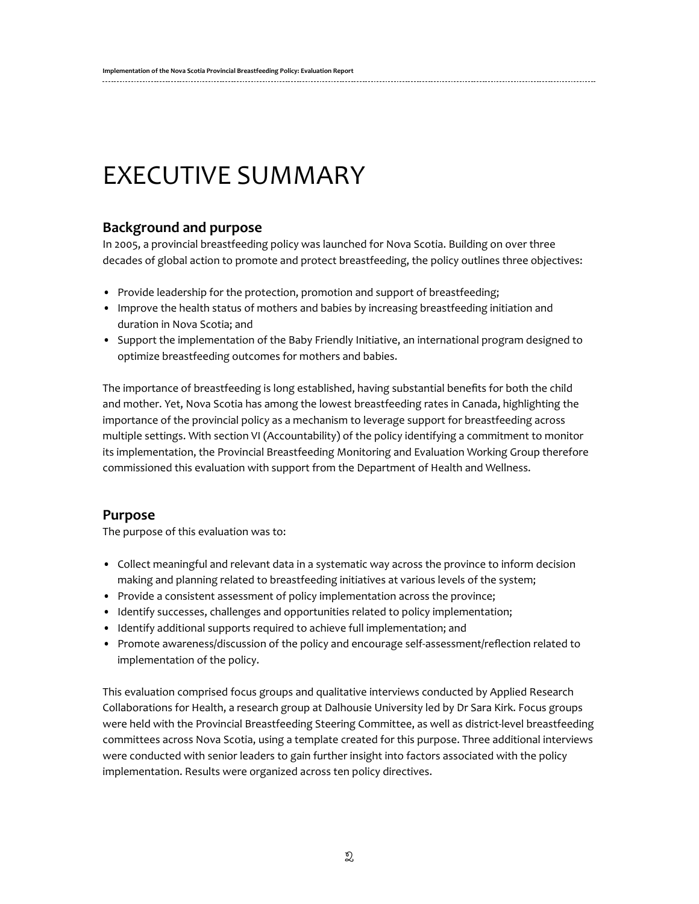# EXECUTIVE SUMMARY

## Background and purpose

In 2005, a provincial breastfeeding policy was launched for Nova Scotia. Building on over three decades of global action to promote and protect breastfeeding, the policy outlines three objectives:

- Provide leadership for the protection, promotion and support of breastfeeding;
- Improve the health status of mothers and babies by increasing breastfeeding initiation and duration in Nova Scotia; and
- Support the implementation of the Baby Friendly Initiative, an international program designed to optimize breastfeeding outcomes for mothers and babies.

The importance of breastfeeding is long established, having substantial benefits for both the child and mother. Yet, Nova Scotia has among the lowest breastfeeding rates in Canada, highlighting the importance of the provincial policy as a mechanism to leverage support for breastfeeding across multiple settings. With section VI (Accountability) of the policy identifying a commitment to monitor its implementation, the Provincial Breastfeeding Monitoring and Evaluation Working Group therefore commissioned this evaluation with support from the Department of Health and Wellness.

## Purpose

The purpose of this evaluation was to:

- Collect meaningful and relevant data in a systematic way across the province to inform decision making and planning related to breastfeeding initiatives at various levels of the system;
- Provide a consistent assessment of policy implementation across the province;
- Identify successes, challenges and opportunities related to policy implementation;
- Identify additional supports required to achieve full implementation; and
- Promote awareness/discussion of the policy and encourage self-assessment/reflection related to implementation of the policy.

This evaluation comprised focus groups and qualitative interviews conducted by Applied Research Collaborations for Health, a research group at Dalhousie University led by Dr Sara Kirk. Focus groups were held with the Provincial Breastfeeding Steering Committee, as well as district-level breastfeeding committees across Nova Scotia, using a template created for this purpose. Three additional interviews were conducted with senior leaders to gain further insight into factors associated with the policy implementation. Results were organized across ten policy directives.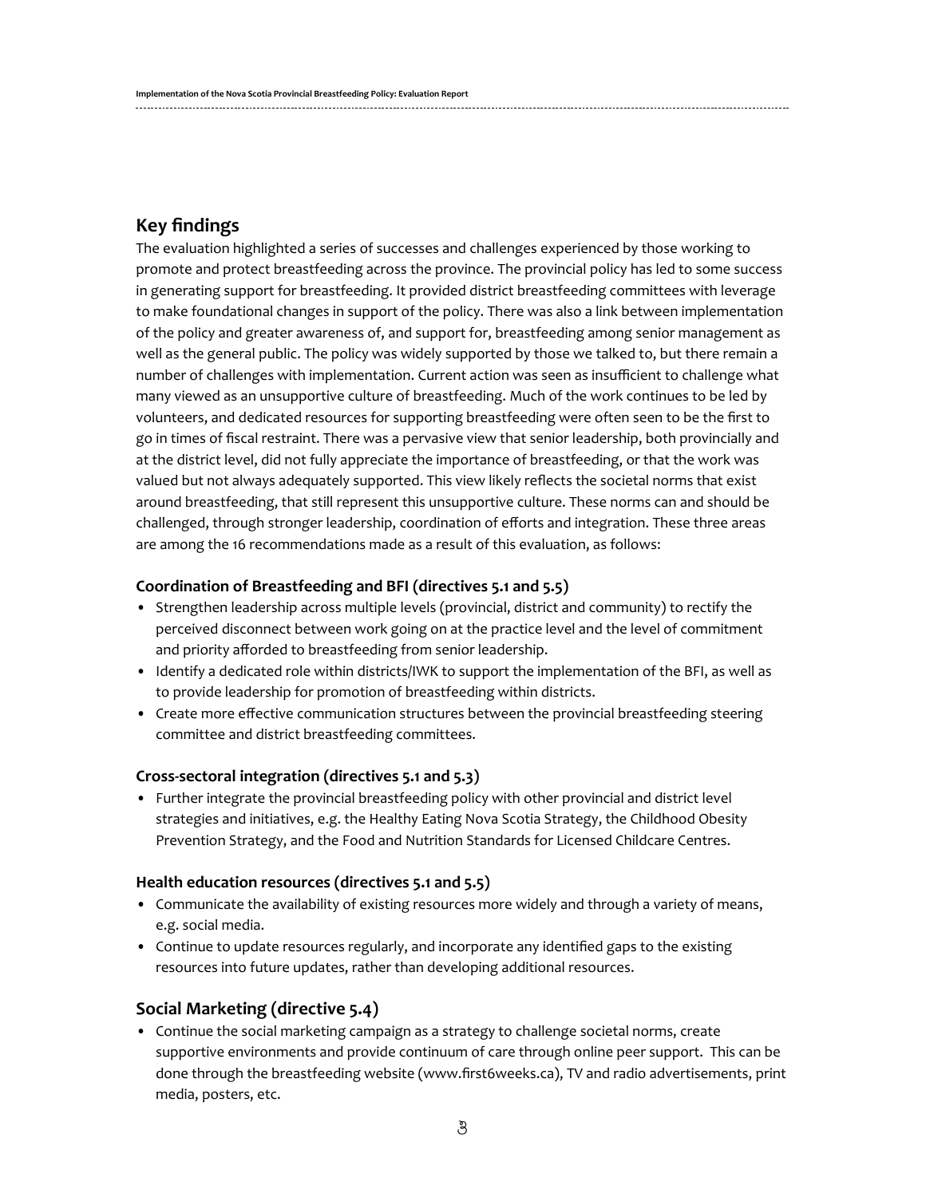## Key findings

The evaluation highlighted a series of successes and challenges experienced by those working to promote and protect breastfeeding across the province. The provincial policy has led to some success in generating support for breastfeeding. It provided district breastfeeding committees with leverage to make foundational changes in support of the policy. There was also a link between implementation of the policy and greater awareness of, and support for, breastfeeding among senior management as well as the general public. The policy was widely supported by those we talked to, but there remain a number of challenges with implementation. Current action was seen as insufficient to challenge what many viewed as an unsupportive culture of breastfeeding. Much of the work continues to be led by volunteers, and dedicated resources for supporting breastfeeding were often seen to be the first to go in times of fiscal restraint. There was a pervasive view that senior leadership, both provincially and at the district level, did not fully appreciate the importance of breastfeeding, or that the work was valued but not always adequately supported. This view likely reflects the societal norms that exist around breastfeeding, that still represent this unsupportive culture. These norms can and should be challenged, through stronger leadership, coordination of efforts and integration. These three areas are among the 16 recommendations made as a result of this evaluation, as follows:

### Coordination of Breastfeeding and BFI (directives 5.1 and 5.5)

- Strengthen leadership across multiple levels (provincial, district and community) to rectify the perceived disconnect between work going on at the practice level and the level of commitment and priority afforded to breastfeeding from senior leadership.
- Identify a dedicated role within districts/IWK to support the implementation of the BFI, as well as to provide leadership for promotion of breastfeeding within districts.
- Create more effective communication structures between the provincial breastfeeding steering committee and district breastfeeding committees.

### Cross-sectoral integration (directives 5.1 and 5.3)

- Further integrate the provincial breastfeeding policy with other provincial and district level strategies and initiatives, e.g. the Healthy Eating Nova Scotia Strategy, the Childhood Obesity Prevention Strategy, and the Food and Nutrition Standards for Licensed Childcare Centres.

### Health education resources (directives 5.1 and 5.5)

- Communicate the availability of existing resources more widely and through a variety of means, e.g. social media.
- Continue to update resources regularly, and incorporate any identified gaps to the existing resources into future updates, rather than developing additional resources.

## Social Marketing (directive 5.4)

- Continue the social marketing campaign as a strategy to challenge societal norms, create supportive environments and provide continuum of care through online peer support. This can be done through the breastfeeding website (www.first6weeks.ca), TV and radio advertisements, print media, posters, etc.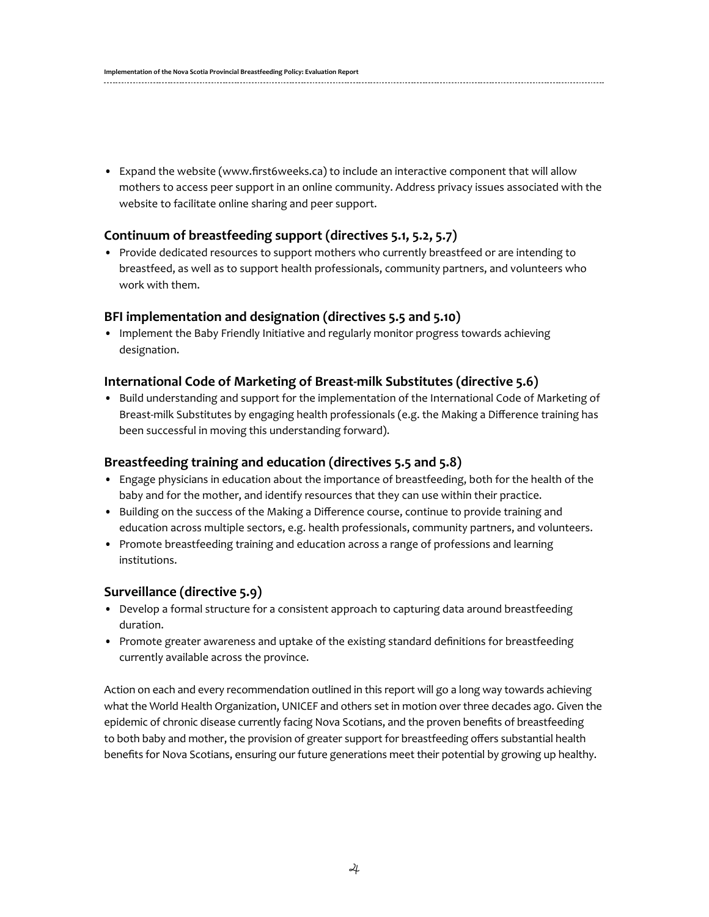- Expand the website (www.first6weeks.ca) to include an interactive component that will allow mothers to access peer support in an online community. Address privacy issues associated with the website to facilitate online sharing and peer support.

### Continuum of breastfeeding support (directives 5.1, 5.2, 5.7)

- Provide dedicated resources to support mothers who currently breastfeed or are intending to breastfeed, as well as to support health professionals, community partners, and volunteers who work with them.

### BFI implementation and designation (directives 5.5 and 5.10)

- Implement the Baby Friendly Initiative and regularly monitor progress towards achieving designation.

### International Code of Marketing of Breast-milk Substitutes (directive 5.6)

- Build understanding and support for the implementation of the International Code of Marketing of Breast-milk Substitutes by engaging health professionals (e.g. the Making a Difference training has been successful in moving this understanding forward).

### Breastfeeding training and education (directives 5.5 and 5.8)

- Engage physicians in education about the importance of breastfeeding, both for the health of the baby and for the mother, and identify resources that they can use within their practice.
- Building on the success of the Making a Difference course, continue to provide training and education across multiple sectors, e.g. health professionals, community partners, and volunteers.
- Promote breastfeeding training and education across a range of professions and learning institutions.

### Surveillance (directive 5.9)

- Develop a formal structure for a consistent approach to capturing data around breastfeeding duration.
- Promote greater awareness and uptake of the existing standard definitions for breastfeeding currently available across the province.

Action on each and every recommendation outlined in this report will go a long way towards achieving what the World Health Organization, UNICEF and others set in motion over three decades ago. Given the epidemic of chronic disease currently facing Nova Scotians, and the proven benefits of breastfeeding to both baby and mother, the provision of greater support for breastfeeding offers substantial health benefits for Nova Scotians, ensuring our future generations meet their potential by growing up healthy.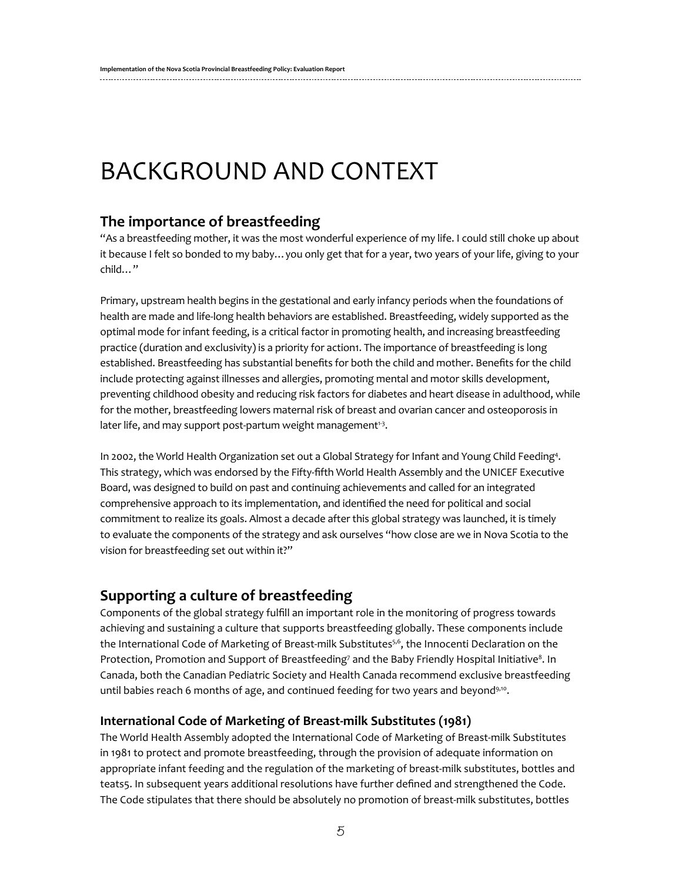# BACKGROUND AND CONTEXT

## The importance of breastfeeding

"As a breastfeeding mother, it was the most wonderful experience of my life. I could still choke up about it because I felt so bonded to my baby… you only get that for a year, two years of your life, giving to your child…"

Primary, upstream health begins in the gestational and early infancy periods when the foundations of health are made and life-long health behaviors are established. Breastfeeding, widely supported as the optimal mode for infant feeding, is a critical factor in promoting health, and increasing breastfeeding practice (duration and exclusivity) is a priority for action1. The importance of breastfeeding is long established. Breastfeeding has substantial benefits for both the child and mother. Benefits for the child include protecting against illnesses and allergies, promoting mental and motor skills development, preventing childhood obesity and reducing risk factors for diabetes and heart disease in adulthood, while for the mother, breastfeeding lowers maternal risk of breast and ovarian cancer and osteoporosis in later life, and may support post-partum weight management[1-3].

In 2002, the World Health Organization set out a Global Strategy for Infant and Young Child Feeding[4]. This strategy, which was endorsed by the Fifty-fifth World Health Assembly and the UNICEF Executive Board, was designed to build on past and continuing achievements and called for an integrated comprehensive approach to its implementation, and identified the need for political and social commitment to realize its goals. Almost a decade after this global strategy was launched, it is timely to evaluate the components of the strategy and ask ourselves "how close are we in Nova Scotia to the vision for breastfeeding set out within it?"

## Supporting a culture of breastfeeding

Components of the global strategy fulfill an important role in the monitoring of progress towards achieving and sustaining a culture that supports breastfeeding globally. These components include the International Code of Marketing of Breast-milk Substitutes[5,6], the Innocenti Declaration on the Protection, Promotion and Support of Breastfeeding[7] and the Baby Friendly Hospital Initiative[8]. In Canada, both the Canadian Pediatric Society and Health Canada recommend exclusive breastfeeding until babies reach 6 months of age, and continued feeding for two years and beyond[9,10].

### International Code of Marketing of Breast-milk Substitutes (1981)

The World Health Assembly adopted the International Code of Marketing of Breast-milk Substitutes in 1981 to protect and promote breastfeeding, through the provision of adequate information on appropriate infant feeding and the regulation of the marketing of breast-milk substitutes, bottles and teats5. In subsequent years additional resolutions have further defined and strengthened the Code. The Code stipulates that there should be absolutely no promotion of breast-milk substitutes, bottles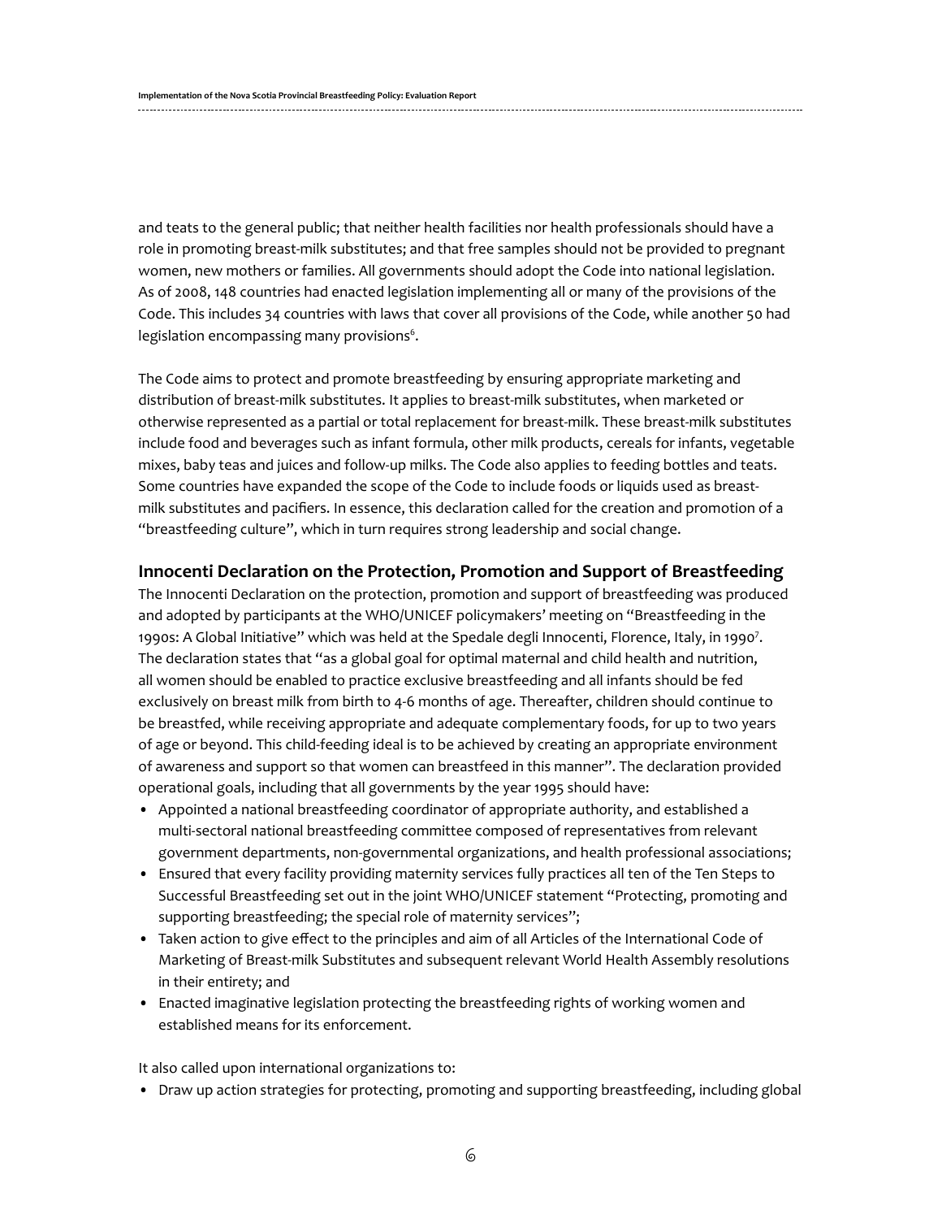and teats to the general public; that neither health facilities nor health professionals should have a role in promoting breast-milk substitutes; and that free samples should not be provided to pregnant women, new mothers or families. All governments should adopt the Code into national legislation. As of 2008, 148 countries had enacted legislation implementing all or many of the provisions of the Code. This includes 34 countries with laws that cover all provisions of the Code, while another 50 had legislation encompassing many provisions[6].

The Code aims to protect and promote breastfeeding by ensuring appropriate marketing and distribution of breast-milk substitutes. It applies to breast-milk substitutes, when marketed or otherwise represented as a partial or total replacement for breast-milk. These breast-milk substitutes include food and beverages such as infant formula, other milk products, cereals for infants, vegetable mixes, baby teas and juices and follow-up milks. The Code also applies to feeding bottles and teats. Some countries have expanded the scope of the Code to include foods or liquids used as breast-milk substitutes and pacifiers. In essence, this declaration called for the creation and promotion of a "breastfeeding culture", which in turn requires strong leadership and social change.

### Innocenti Declaration on the Protection, Promotion and Support of Breastfeeding

The Innocenti Declaration on the protection, promotion and support of breastfeeding was produced and adopted by participants at the WHO/UNICEF policymakers' meeting on "Breastfeeding in the 1990s: A Global Initiative" which was held at the Spedale degli Innocenti, Florence, Italy, in 1990[7]. The declaration states that "as a global goal for optimal maternal and child health and nutrition, all women should be enabled to practice exclusive breastfeeding and all infants should be fed exclusively on breast milk from birth to 4-6 months of age. Thereafter, children should continue to be breastfed, while receiving appropriate and adequate complementary foods, for up to two years of age or beyond. This child-feeding ideal is to be achieved by creating an appropriate environment of awareness and support so that women can breastfeed in this manner". The declaration provided operational goals, including that all governments by the year 1995 should have:

- Appointed a national breastfeeding coordinator of appropriate authority, and established a multi-sectoral national breastfeeding committee composed of representatives from relevant government departments, non-governmental organizations, and health professional associations;
- Ensured that every facility providing maternity services fully practices all ten of the Ten Steps to Successful Breastfeeding set out in the joint WHO/UNICEF statement "Protecting, promoting and supporting breastfeeding; the special role of maternity services";
- Taken action to give effect to the principles and aim of all Articles of the International Code of Marketing of Breast-milk Substitutes and subsequent relevant World Health Assembly resolutions in their entirety; and
- Enacted imaginative legislation protecting the breastfeeding rights of working women and established means for its enforcement.

It also called upon international organizations to:

- Draw up action strategies for protecting, promoting and supporting breastfeeding, including global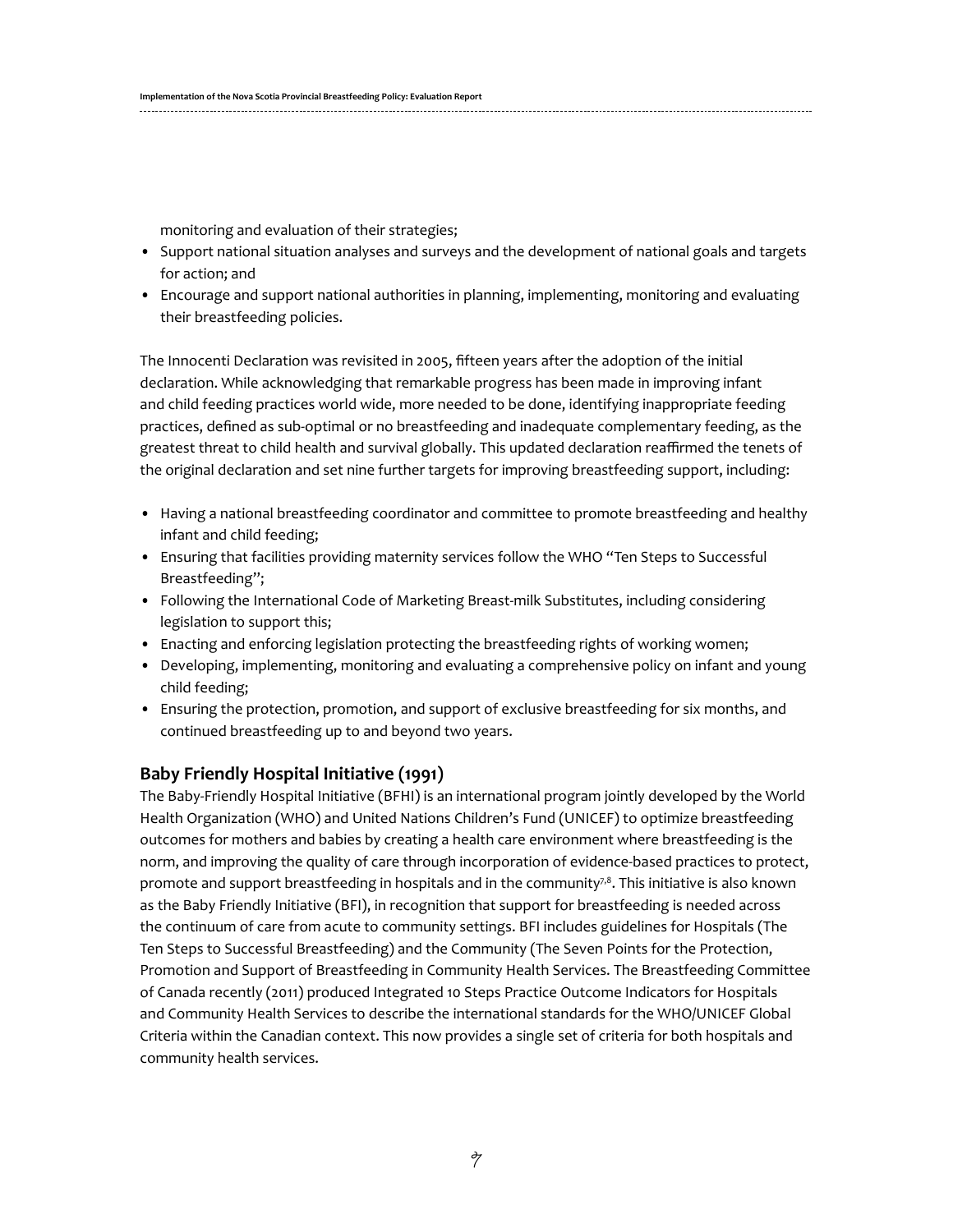monitoring and evaluation of their strategies;

- Support national situation analyses and surveys and the development of national goals and targets for action; and
- Encourage and support national authorities in planning, implementing, monitoring and evaluating their breastfeeding policies.

The Innocenti Declaration was revisited in 2005, fifteen years after the adoption of the initial declaration. While acknowledging that remarkable progress has been made in improving infant and child feeding practices world wide, more needed to be done, identifying inappropriate feeding practices, defined as sub-optimal or no breastfeeding and inadequate complementary feeding, as the greatest threat to child health and survival globally. This updated declaration reaffirmed the tenets of the original declaration and set nine further targets for improving breastfeeding support, including:

- Having a national breastfeeding coordinator and committee to promote breastfeeding and healthy infant and child feeding;
- Ensuring that facilities providing maternity services follow the WHO "Ten Steps to Successful Breastfeeding";
- Following the International Code of Marketing Breast-milk Substitutes, including considering legislation to support this;
- Enacting and enforcing legislation protecting the breastfeeding rights of working women;
- Developing, implementing, monitoring and evaluating a comprehensive policy on infant and young child feeding;
- Ensuring the protection, promotion, and support of exclusive breastfeeding for six months, and continued breastfeeding up to and beyond two years.

## Baby Friendly Hospital Initiative (1991)

The Baby-Friendly Hospital Initiative (BFHI) is an international program jointly developed by the World Health Organization (WHO) and United Nations Children's Fund (UNICEF) to optimize breastfeeding outcomes for mothers and babies by creating a health care environment where breastfeeding is the norm, and improving the quality of care through incorporation of evidence-based practices to protect, promote and support breastfeeding in hospitals and in the community[7,8]. This initiative is also known as the Baby Friendly Initiative (BFI), in recognition that support for breastfeeding is needed across the continuum of care from acute to community settings. BFI includes guidelines for Hospitals (The Ten Steps to Successful Breastfeeding) and the Community (The Seven Points for the Protection, Promotion and Support of Breastfeeding in Community Health Services. The Breastfeeding Committee of Canada recently (2011) produced Integrated 10 Steps Practice Outcome Indicators for Hospitals and Community Health Services to describe the international standards for the WHO/UNICEF Global Criteria within the Canadian context. This now provides a single set of criteria for both hospitals and community health services.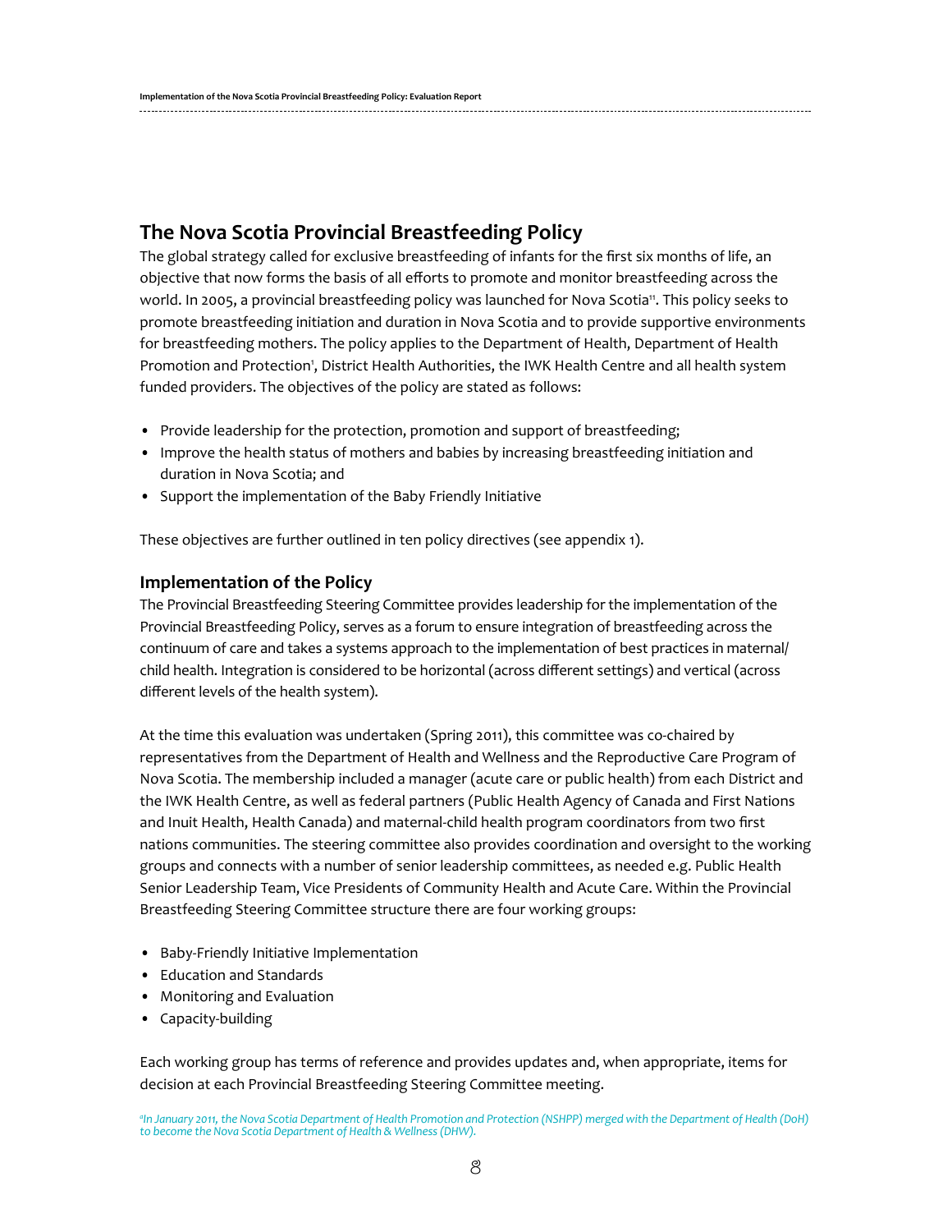## The Nova Scotia Provincial Breastfeeding Policy

The global strategy called for exclusive breastfeeding of infants for the first six months of life, an objective that now forms the basis of all efforts to promote and monitor breastfeeding across the world. In 2005, a provincial breastfeeding policy was launched for Nova Scotia[11]. This policy seeks to promote breastfeeding initiation and duration in Nova Scotia and to provide supportive environments for breastfeeding mothers. The policy applies to the Department of Health, Department of Health Promotion and Protection[i], District Health Authorities, the IWK Health Centre and all health system funded providers. The objectives of the policy are stated as follows:

- Provide leadership for the protection, promotion and support of breastfeeding;
- Improve the health status of mothers and babies by increasing breastfeeding initiation and duration in Nova Scotia; and
- Support the implementation of the Baby Friendly Initiative

These objectives are further outlined in ten policy directives (see appendix 1).

### Implementation of the Policy

The Provincial Breastfeeding Steering Committee provides leadership for the implementation of the Provincial Breastfeeding Policy, serves as a forum to ensure integration of breastfeeding across the continuum of care and takes a systems approach to the implementation of best practices in maternal/child health. Integration is considered to be horizontal (across different settings) and vertical (across different levels of the health system).

At the time this evaluation was undertaken (Spring 2011), this committee was co-chaired by representatives from the Department of Health and Wellness and the Reproductive Care Program of Nova Scotia. The membership included a manager (acute care or public health) from each District and the IWK Health Centre, as well as federal partners (Public Health Agency of Canada and First Nations and Inuit Health, Health Canada) and maternal-child health program coordinators from two first nations communities. The steering committee also provides coordination and oversight to the working groups and connects with a number of senior leadership committees, as needed e.g. Public Health Senior Leadership Team, Vice Presidents of Community Health and Acute Care. Within the Provincial Breastfeeding Steering Committee structure there are four working groups:

- Baby-Friendly Initiative Implementation
- Education and Standards
- Monitoring and Evaluation
- Capacity-building

Each working group has terms of reference and provides updates and, when appropriate, items for decision at each Provincial Breastfeeding Steering Committee meeting.

*[i] In January 2011, the Nova Scotia Department of Health Promotion and Protection (NSHPP) merged with the Department of Health (DoH) to become the Nova Scotia Department of Health & Wellness (DHW).*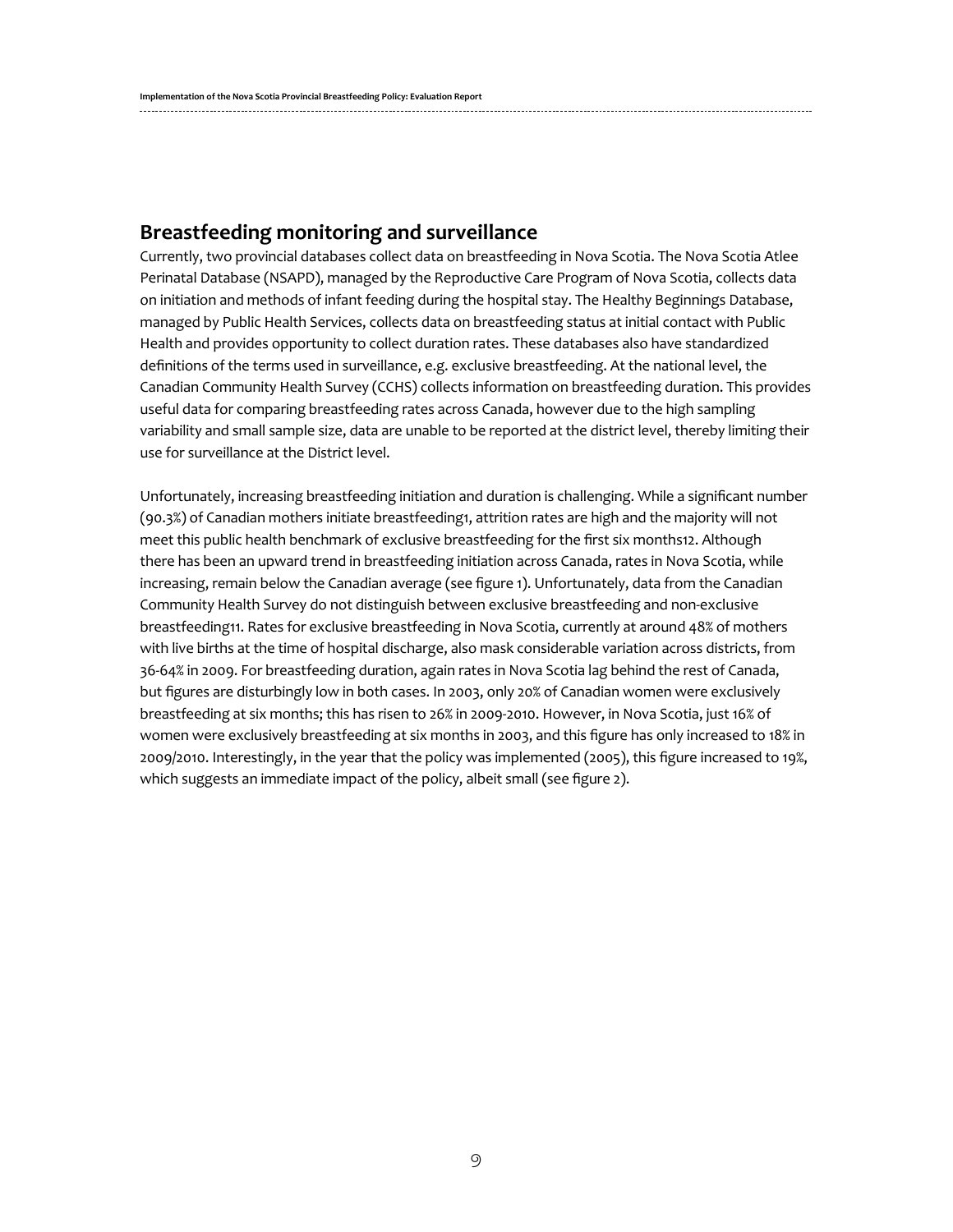## Breastfeeding monitoring and surveillance

Currently, two provincial databases collect data on breastfeeding in Nova Scotia. The Nova Scotia Atlee Perinatal Database (NSAPD), managed by the Reproductive Care Program of Nova Scotia, collects data on initiation and methods of infant feeding during the hospital stay. The Healthy Beginnings Database, managed by Public Health Services, collects data on breastfeeding status at initial contact with Public Health and provides opportunity to collect duration rates. These databases also have standardized definitions of the terms used in surveillance, e.g. exclusive breastfeeding. At the national level, the Canadian Community Health Survey (CCHS) collects information on breastfeeding duration. This provides useful data for comparing breastfeeding rates across Canada, however due to the high sampling variability and small sample size, data are unable to be reported at the district level, thereby limiting their use for surveillance at the District level.

Unfortunately, increasing breastfeeding initiation and duration is challenging. While a significant number (90.3%) of Canadian mothers initiate breastfeeding[1], attrition rates are high and the majority will not meet this public health benchmark of exclusive breastfeeding for the first six months[12]. Although there has been an upward trend in breastfeeding initiation across Canada, rates in Nova Scotia, while increasing, remain below the Canadian average (see figure 1). Unfortunately, data from the Canadian Community Health Survey do not distinguish between exclusive breastfeeding and non-exclusive breastfeeding[11]. Rates for exclusive breastfeeding in Nova Scotia, currently at around 48% of mothers with live births at the time of hospital discharge, also mask considerable variation across districts, from 36-64% in 2009. For breastfeeding duration, again rates in Nova Scotia lag behind the rest of Canada, but figures are disturbingly low in both cases. In 2003, only 20% of Canadian women were exclusively breastfeeding at six months; this has risen to 26% in 2009-2010. However, in Nova Scotia, just 16% of women were exclusively breastfeeding at six months in 2003, and this figure has only increased to 18% in 2009/2010. Interestingly, in the year that the policy was implemented (2005), this figure increased to 19%, which suggests an immediate impact of the policy, albeit small (see figure 2).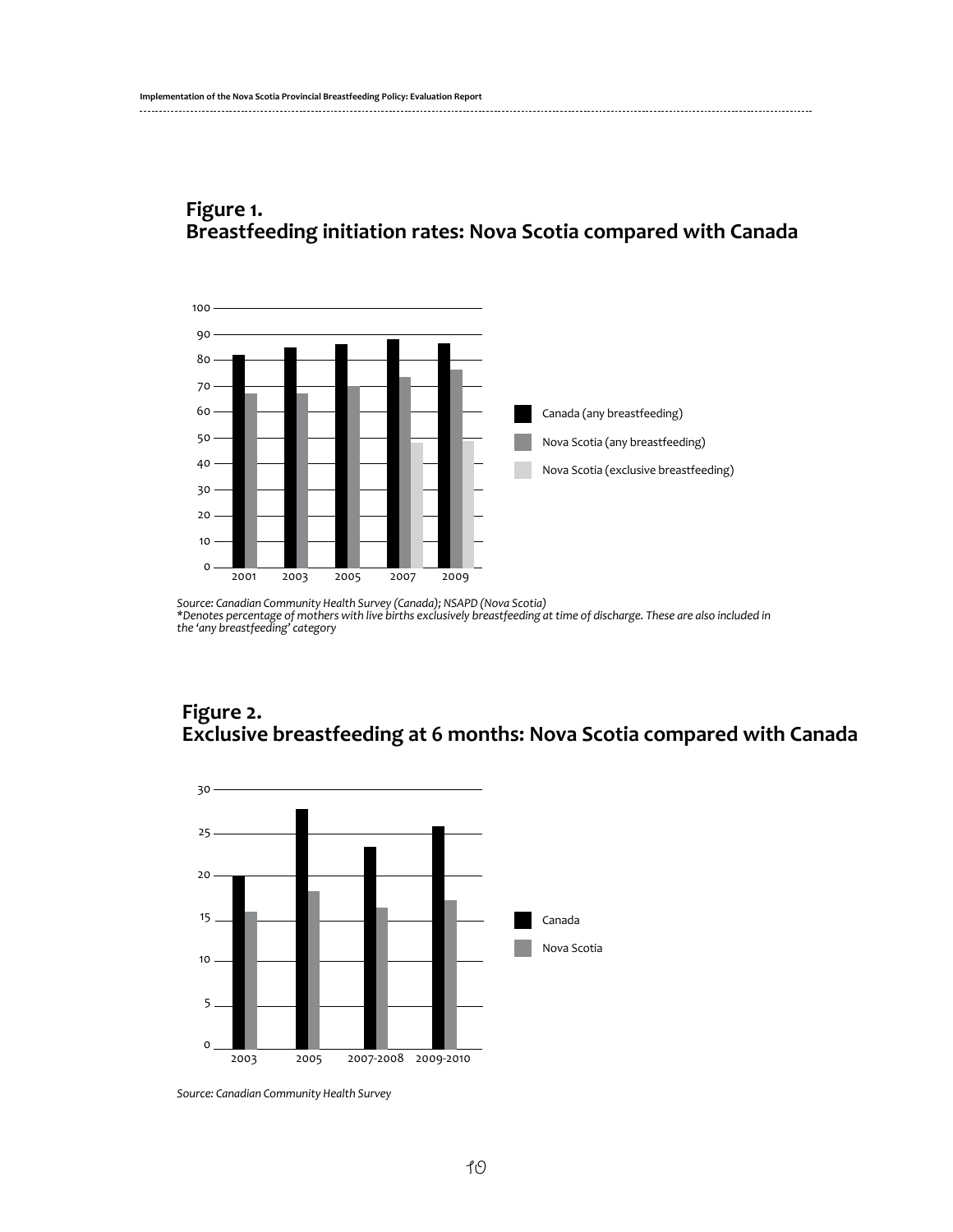## Figure 1.
## Breastfeeding initiation rates: Nova Scotia compared with Canada

*Source: Canadian Community Health Survey (Canada); NSAPD (Nova Scotia)*
*\*Denotes percentage of mothers with live births exclusively breastfeeding at time of discharge. These are also included in the 'any breastfeeding' category*

## Figure 2.
## Exclusive breastfeeding at 6 months: Nova Scotia compared with Canada

*Source: Canadian Community Health Survey*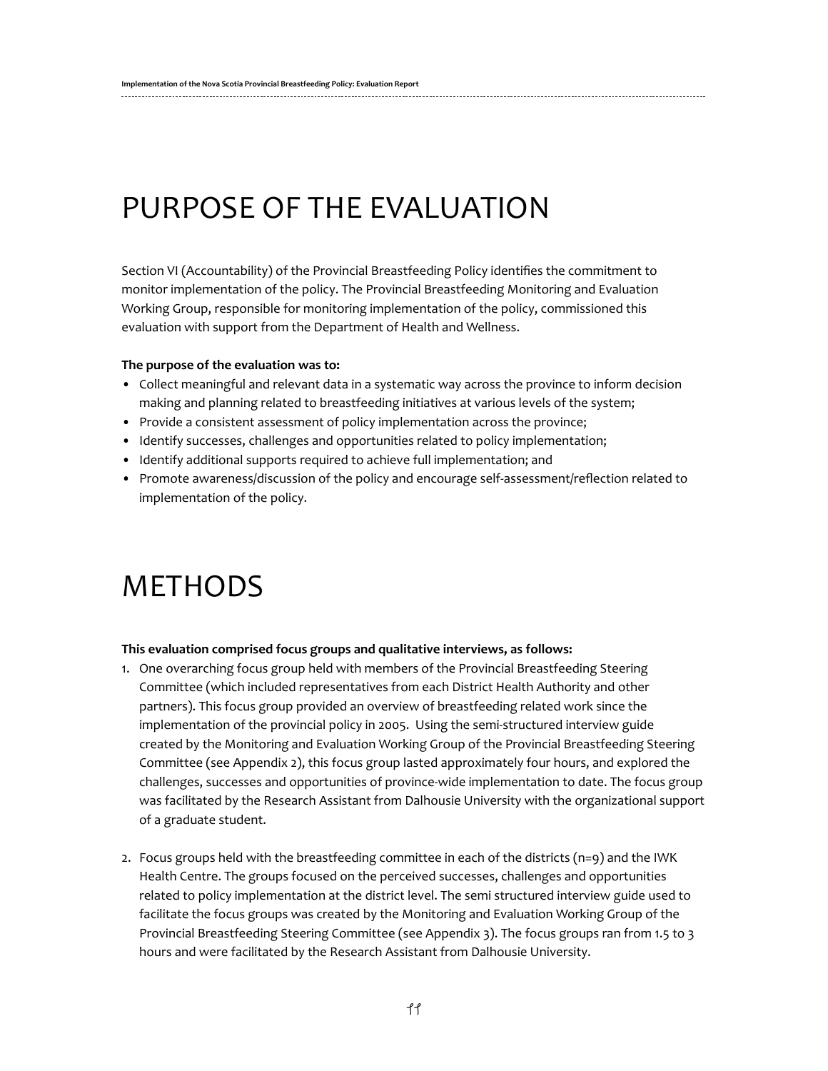# PURPOSE OF THE EVALUATION

Section VI (Accountability) of the Provincial Breastfeeding Policy identifies the commitment to monitor implementation of the policy. The Provincial Breastfeeding Monitoring and Evaluation Working Group, responsible for monitoring implementation of the policy, commissioned this evaluation with support from the Department of Health and Wellness.

**The purpose of the evaluation was to:**

- Collect meaningful and relevant data in a systematic way across the province to inform decision making and planning related to breastfeeding initiatives at various levels of the system;
- Provide a consistent assessment of policy implementation across the province;
- Identify successes, challenges and opportunities related to policy implementation;
- Identify additional supports required to achieve full implementation; and
- Promote awareness/discussion of the policy and encourage self-assessment/reflection related to implementation of the policy.

# METHODS

**This evaluation comprised focus groups and qualitative interviews, as follows:**

1. One overarching focus group held with members of the Provincial Breastfeeding Steering Committee (which included representatives from each District Health Authority and other partners). This focus group provided an overview of breastfeeding related work since the implementation of the provincial policy in 2005. Using the semi-structured interview guide created by the Monitoring and Evaluation Working Group of the Provincial Breastfeeding Steering Committee (see Appendix 2), this focus group lasted approximately four hours, and explored the challenges, successes and opportunities of province-wide implementation to date. The focus group was facilitated by the Research Assistant from Dalhousie University with the organizational support of a graduate student.

2. Focus groups held with the breastfeeding committee in each of the districts (n=9) and the IWK Health Centre. The groups focused on the perceived successes, challenges and opportunities related to policy implementation at the district level. The semi structured interview guide used to facilitate the focus groups was created by the Monitoring and Evaluation Working Group of the Provincial Breastfeeding Steering Committee (see Appendix 3). The focus groups ran from 1.5 to 3 hours and were facilitated by the Research Assistant from Dalhousie University.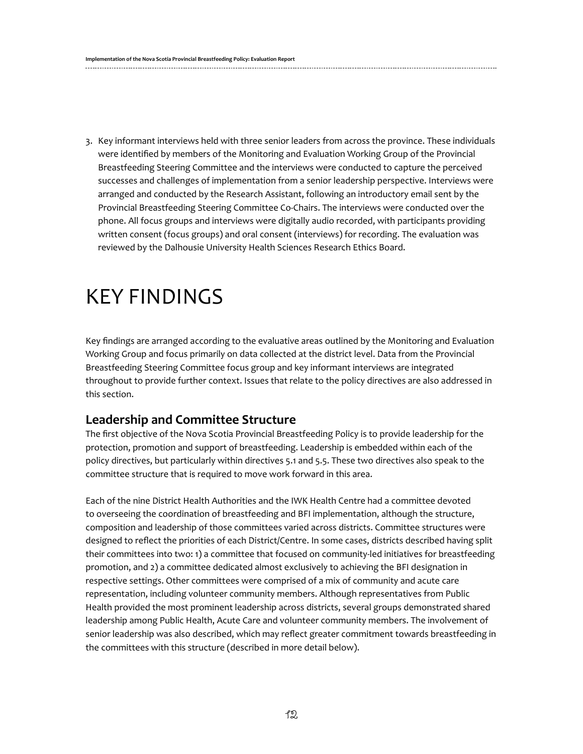3. Key informant interviews held with three senior leaders from across the province. These individuals were identified by members of the Monitoring and Evaluation Working Group of the Provincial Breastfeeding Steering Committee and the interviews were conducted to capture the perceived successes and challenges of implementation from a senior leadership perspective. Interviews were arranged and conducted by the Research Assistant, following an introductory email sent by the Provincial Breastfeeding Steering Committee Co-Chairs. The interviews were conducted over the phone. All focus groups and interviews were digitally audio recorded, with participants providing written consent (focus groups) and oral consent (interviews) for recording. The evaluation was reviewed by the Dalhousie University Health Sciences Research Ethics Board.

# KEY FINDINGS

Key findings are arranged according to the evaluative areas outlined by the Monitoring and Evaluation Working Group and focus primarily on data collected at the district level. Data from the Provincial Breastfeeding Steering Committee focus group and key informant interviews are integrated throughout to provide further context. Issues that relate to the policy directives are also addressed in this section.

## Leadership and Committee Structure

The first objective of the Nova Scotia Provincial Breastfeeding Policy is to provide leadership for the protection, promotion and support of breastfeeding. Leadership is embedded within each of the policy directives, but particularly within directives 5.1 and 5.5. These two directives also speak to the committee structure that is required to move work forward in this area.

Each of the nine District Health Authorities and the IWK Health Centre had a committee devoted to overseeing the coordination of breastfeeding and BFI implementation, although the structure, composition and leadership of those committees varied across districts. Committee structures were designed to reflect the priorities of each District/Centre. In some cases, districts described having split their committees into two: 1) a committee that focused on community-led initiatives for breastfeeding promotion, and 2) a committee dedicated almost exclusively to achieving the BFI designation in respective settings. Other committees were comprised of a mix of community and acute care representation, including volunteer community members. Although representatives from Public Health provided the most prominent leadership across districts, several groups demonstrated shared leadership among Public Health, Acute Care and volunteer community members. The involvement of senior leadership was also described, which may reflect greater commitment towards breastfeeding in the committees with this structure (described in more detail below).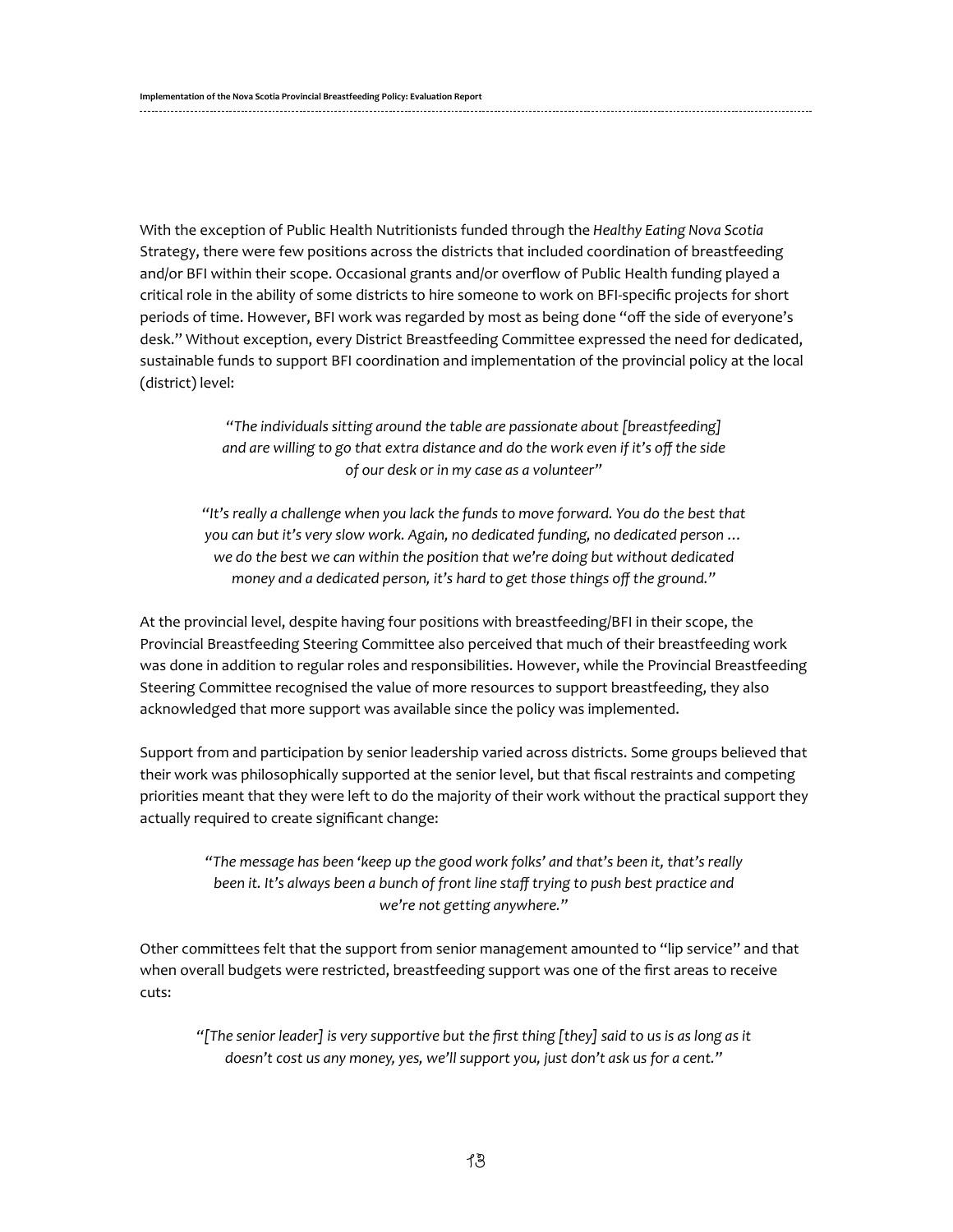With the exception of Public Health Nutritionists funded through the *Healthy Eating Nova Scotia* Strategy, there were few positions across the districts that included coordination of breastfeeding and/or BFI within their scope. Occasional grants and/or overflow of Public Health funding played a critical role in the ability of some districts to hire someone to work on BFI-specific projects for short periods of time. However, BFI work was regarded by most as being done "off the side of everyone's desk." Without exception, every District Breastfeeding Committee expressed the need for dedicated, sustainable funds to support BFI coordination and implementation of the provincial policy at the local (district) level:

> *"The individuals sitting around the table are passionate about [breastfeeding] and are willing to go that extra distance and do the work even if it's off the side of our desk or in my case as a volunteer"*

> *"It's really a challenge when you lack the funds to move forward. You do the best that you can but it's very slow work. Again, no dedicated funding, no dedicated person … we do the best we can within the position that we're doing but without dedicated money and a dedicated person, it's hard to get those things off the ground."*

At the provincial level, despite having four positions with breastfeeding/BFI in their scope, the Provincial Breastfeeding Steering Committee also perceived that much of their breastfeeding work was done in addition to regular roles and responsibilities. However, while the Provincial Breastfeeding Steering Committee recognised the value of more resources to support breastfeeding, they also acknowledged that more support was available since the policy was implemented.

Support from and participation by senior leadership varied across districts. Some groups believed that their work was philosophically supported at the senior level, but that fiscal restraints and competing priorities meant that they were left to do the majority of their work without the practical support they actually required to create significant change:

> *"The message has been 'keep up the good work folks' and that's been it, that's really been it. It's always been a bunch of front line staff trying to push best practice and we're not getting anywhere."*

Other committees felt that the support from senior management amounted to "lip service" and that when overall budgets were restricted, breastfeeding support was one of the first areas to receive cuts:

> *"[The senior leader] is very supportive but the first thing [they] said to us is as long as it doesn't cost us any money, yes, we'll support you, just don't ask us for a cent."*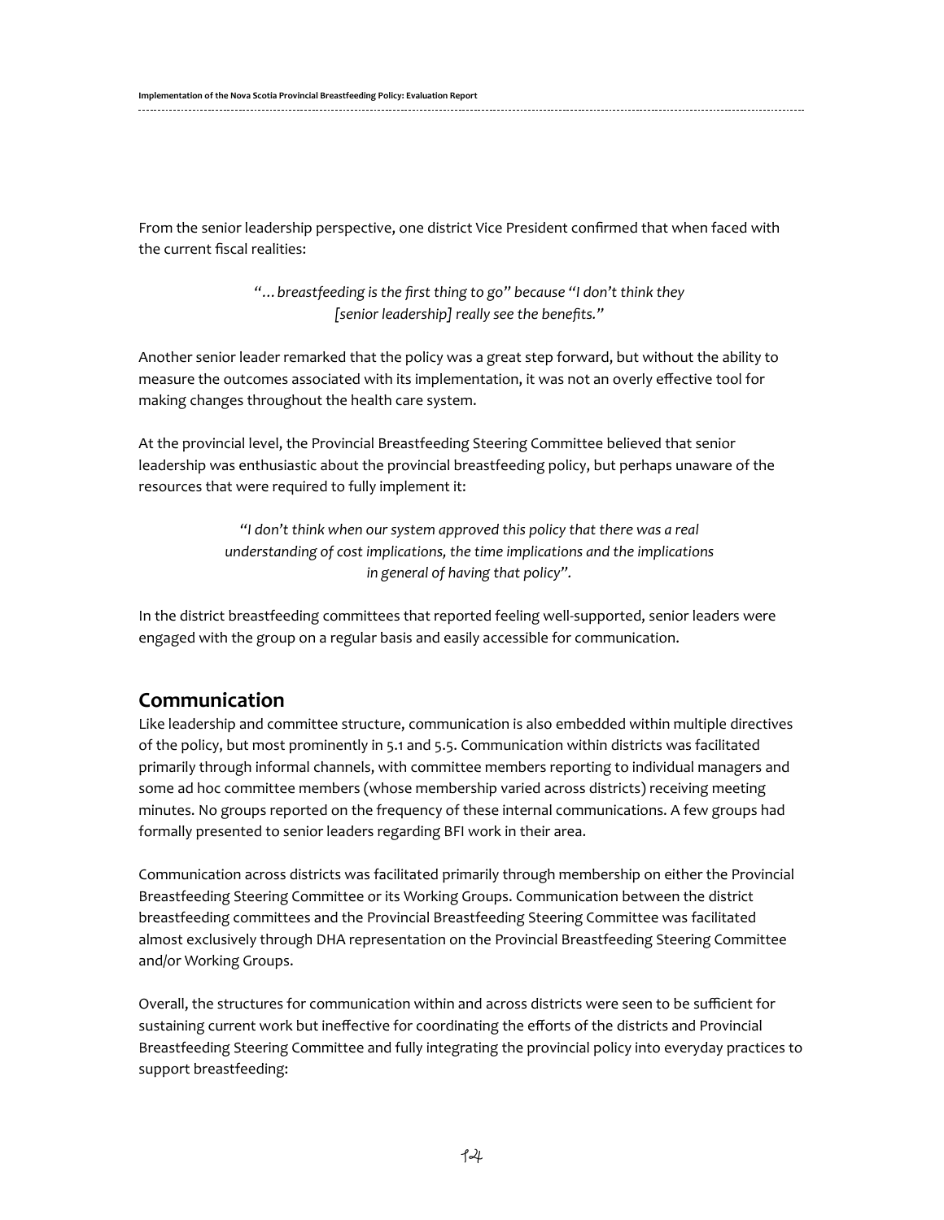From the senior leadership perspective, one district Vice President confirmed that when faced with the current fiscal realities:

> *"…breastfeeding is the first thing to go" because "I don't think they [senior leadership] really see the benefits."*

Another senior leader remarked that the policy was a great step forward, but without the ability to measure the outcomes associated with its implementation, it was not an overly effective tool for making changes throughout the health care system.

At the provincial level, the Provincial Breastfeeding Steering Committee believed that senior leadership was enthusiastic about the provincial breastfeeding policy, but perhaps unaware of the resources that were required to fully implement it:

> *"I don't think when our system approved this policy that there was a real understanding of cost implications, the time implications and the implications in general of having that policy".*

In the district breastfeeding committees that reported feeling well-supported, senior leaders were engaged with the group on a regular basis and easily accessible for communication.

## Communication

Like leadership and committee structure, communication is also embedded within multiple directives of the policy, but most prominently in 5.1 and 5.5. Communication within districts was facilitated primarily through informal channels, with committee members reporting to individual managers and some ad hoc committee members (whose membership varied across districts) receiving meeting minutes. No groups reported on the frequency of these internal communications. A few groups had formally presented to senior leaders regarding BFI work in their area.

Communication across districts was facilitated primarily through membership on either the Provincial Breastfeeding Steering Committee or its Working Groups. Communication between the district breastfeeding committees and the Provincial Breastfeeding Steering Committee was facilitated almost exclusively through DHA representation on the Provincial Breastfeeding Steering Committee and/or Working Groups.

Overall, the structures for communication within and across districts were seen to be sufficient for sustaining current work but ineffective for coordinating the efforts of the districts and Provincial Breastfeeding Steering Committee and fully integrating the provincial policy into everyday practices to support breastfeeding: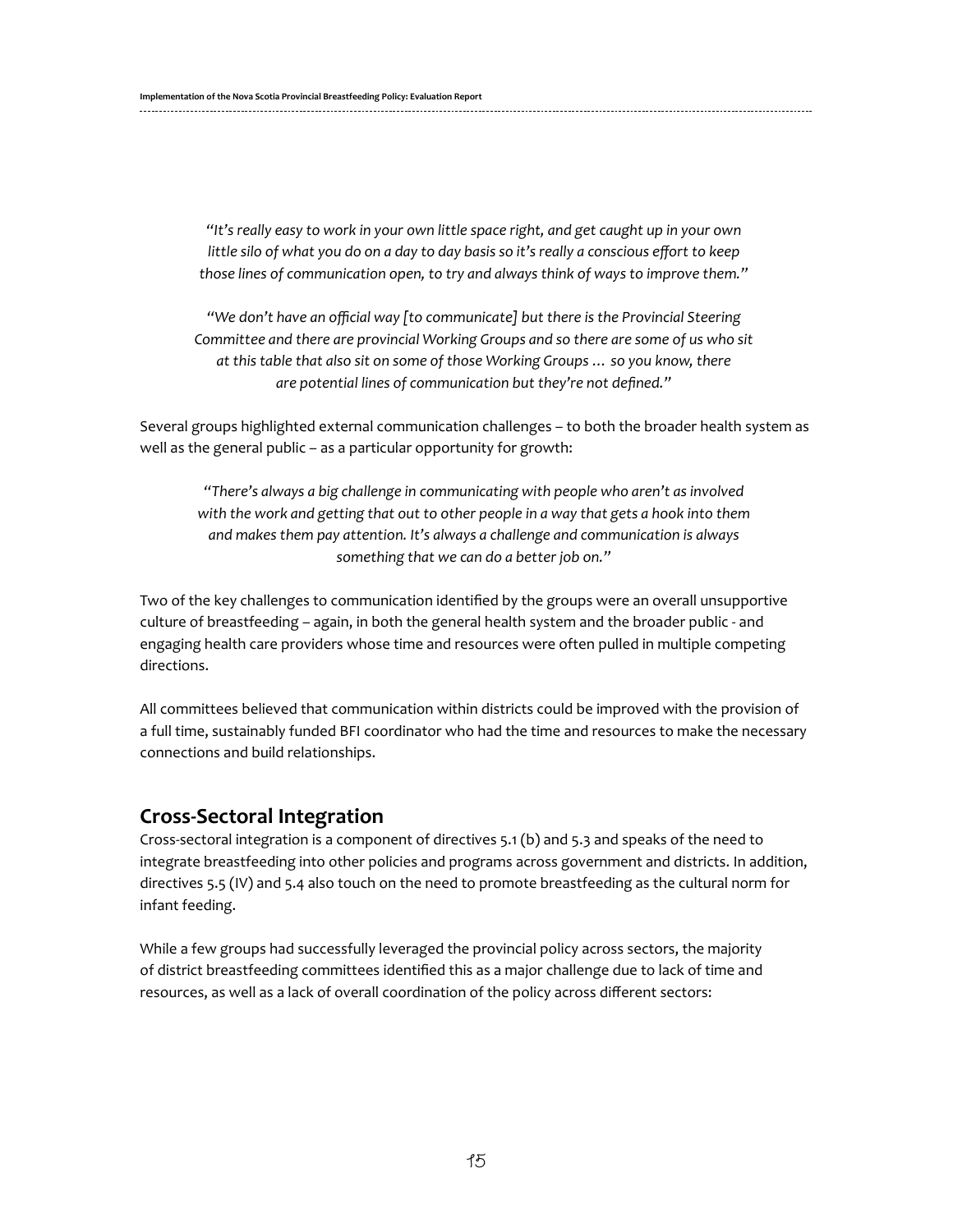*"It's really easy to work in your own little space right, and get caught up in your own little silo of what you do on a day to day basis so it's really a conscious effort to keep those lines of communication open, to try and always think of ways to improve them."*

*"We don't have an official way [to communicate] but there is the Provincial Steering Committee and there are provincial Working Groups and so there are some of us who sit at this table that also sit on some of those Working Groups … so you know, there are potential lines of communication but they're not defined."*

Several groups highlighted external communication challenges – to both the broader health system as well as the general public – as a particular opportunity for growth:

*"There's always a big challenge in communicating with people who aren't as involved with the work and getting that out to other people in a way that gets a hook into them and makes them pay attention. It's always a challenge and communication is always something that we can do a better job on."*

Two of the key challenges to communication identified by the groups were an overall unsupportive culture of breastfeeding – again, in both the general health system and the broader public - and engaging health care providers whose time and resources were often pulled in multiple competing directions.

All committees believed that communication within districts could be improved with the provision of a full time, sustainably funded BFI coordinator who had the time and resources to make the necessary connections and build relationships.

## Cross-Sectoral Integration

Cross-sectoral integration is a component of directives 5.1 (b) and 5.3 and speaks of the need to integrate breastfeeding into other policies and programs across government and districts. In addition, directives 5.5 (IV) and 5.4 also touch on the need to promote breastfeeding as the cultural norm for infant feeding.

While a few groups had successfully leveraged the provincial policy across sectors, the majority of district breastfeeding committees identified this as a major challenge due to lack of time and resources, as well as a lack of overall coordination of the policy across different sectors: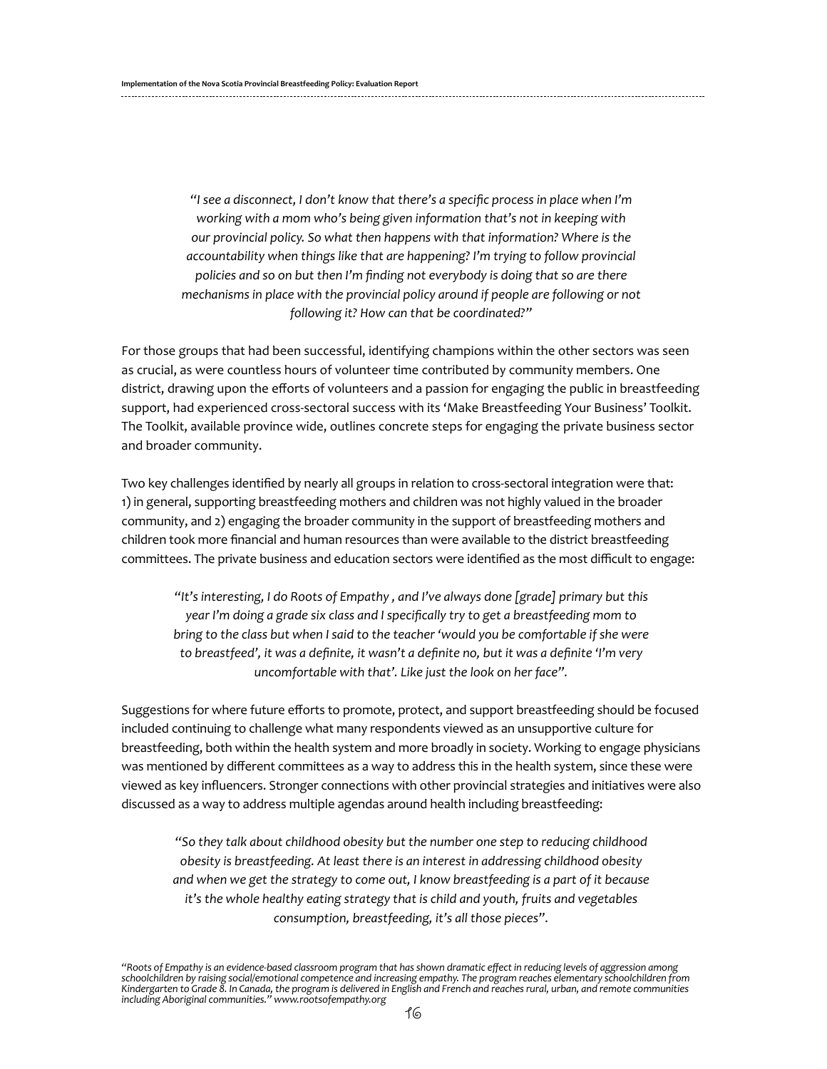*"I see a disconnect, I don't know that there's a specific process in place when I'm working with a mom who's being given information that's not in keeping with our provincial policy. So what then happens with that information? Where is the accountability when things like that are happening? I'm trying to follow provincial policies and so on but then I'm finding not everybody is doing that so are there mechanisms in place with the provincial policy around if people are following or not following it? How can that be coordinated?"*

For those groups that had been successful, identifying champions within the other sectors was seen as crucial, as were countless hours of volunteer time contributed by community members. One district, drawing upon the efforts of volunteers and a passion for engaging the public in breastfeeding support, had experienced cross-sectoral success with its 'Make Breastfeeding Your Business' Toolkit. The Toolkit, available province wide, outlines concrete steps for engaging the private business sector and broader community.

Two key challenges identified by nearly all groups in relation to cross-sectoral integration were that: 1) in general, supporting breastfeeding mothers and children was not highly valued in the broader community, and 2) engaging the broader community in the support of breastfeeding mothers and children took more financial and human resources than were available to the district breastfeeding committees. The private business and education sectors were identified as the most difficult to engage:

*"It's interesting, I do Roots of Empathy , and I've always done [grade] primary but this year I'm doing a grade six class and I specifically try to get a breastfeeding mom to bring to the class but when I said to the teacher 'would you be comfortable if she were to breastfeed', it was a definite, it wasn't a definite no, but it was a definite 'I'm very uncomfortable with that'. Like just the look on her face".*

Suggestions for where future efforts to promote, protect, and support breastfeeding should be focused included continuing to challenge what many respondents viewed as an unsupportive culture for breastfeeding, both within the health system and more broadly in society. Working to engage physicians was mentioned by different committees as a way to address this in the health system, since these were viewed as key influencers. Stronger connections with other provincial strategies and initiatives were also discussed as a way to address multiple agendas around health including breastfeeding:

*"So they talk about childhood obesity but the number one step to reducing childhood obesity is breastfeeding. At least there is an interest in addressing childhood obesity and when we get the strategy to come out, I know breastfeeding is a part of it because it's the whole healthy eating strategy that is child and youth, fruits and vegetables consumption, breastfeeding, it's all those pieces".*

*"Roots of Empathy is an evidence-based classroom program that has shown dramatic effect in reducing levels of aggression among schoolchildren by raising social/emotional competence and increasing empathy. The program reaches elementary schoolchildren from Kindergarten to Grade 8. In Canada, the program is delivered in English and French and reaches rural, urban, and remote communities including Aboriginal communities." www.rootsofempathy.org*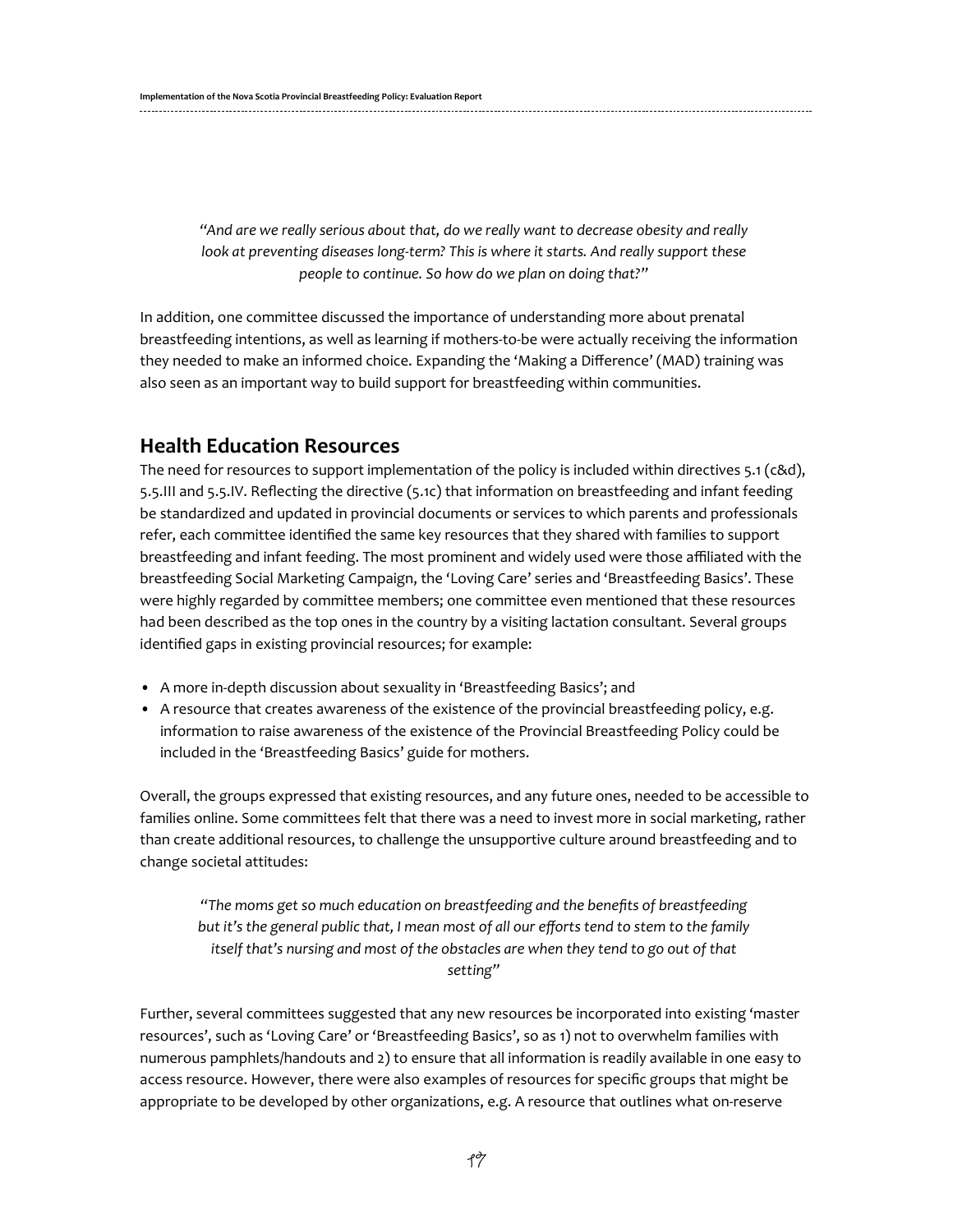> *"And are we really serious about that, do we really want to decrease obesity and really look at preventing diseases long-term? This is where it starts. And really support these people to continue. So how do we plan on doing that?"*

In addition, one committee discussed the importance of understanding more about prenatal breastfeeding intentions, as well as learning if mothers-to-be were actually receiving the information they needed to make an informed choice. Expanding the 'Making a Difference' (MAD) training was also seen as an important way to build support for breastfeeding within communities.

## Health Education Resources

The need for resources to support implementation of the policy is included within directives 5.1 (c&d), 5.5.III and 5.5.IV. Reflecting the directive (5.1c) that information on breastfeeding and infant feeding be standardized and updated in provincial documents or services to which parents and professionals refer, each committee identified the same key resources that they shared with families to support breastfeeding and infant feeding. The most prominent and widely used were those affiliated with the breastfeeding Social Marketing Campaign, the 'Loving Care' series and 'Breastfeeding Basics'. These were highly regarded by committee members; one committee even mentioned that these resources had been described as the top ones in the country by a visiting lactation consultant. Several groups identified gaps in existing provincial resources; for example:

- A more in-depth discussion about sexuality in 'Breastfeeding Basics'; and
- A resource that creates awareness of the existence of the provincial breastfeeding policy, e.g. information to raise awareness of the existence of the Provincial Breastfeeding Policy could be included in the 'Breastfeeding Basics' guide for mothers.

Overall, the groups expressed that existing resources, and any future ones, needed to be accessible to families online. Some committees felt that there was a need to invest more in social marketing, rather than create additional resources, to challenge the unsupportive culture around breastfeeding and to change societal attitudes:

> *"The moms get so much education on breastfeeding and the benefits of breastfeeding but it's the general public that, I mean most of all our efforts tend to stem to the family itself that's nursing and most of the obstacles are when they tend to go out of that setting"*

Further, several committees suggested that any new resources be incorporated into existing 'master resources', such as 'Loving Care' or 'Breastfeeding Basics', so as 1) not to overwhelm families with numerous pamphlets/handouts and 2) to ensure that all information is readily available in one easy to access resource. However, there were also examples of resources for specific groups that might be appropriate to be developed by other organizations, e.g. A resource that outlines what on-reserve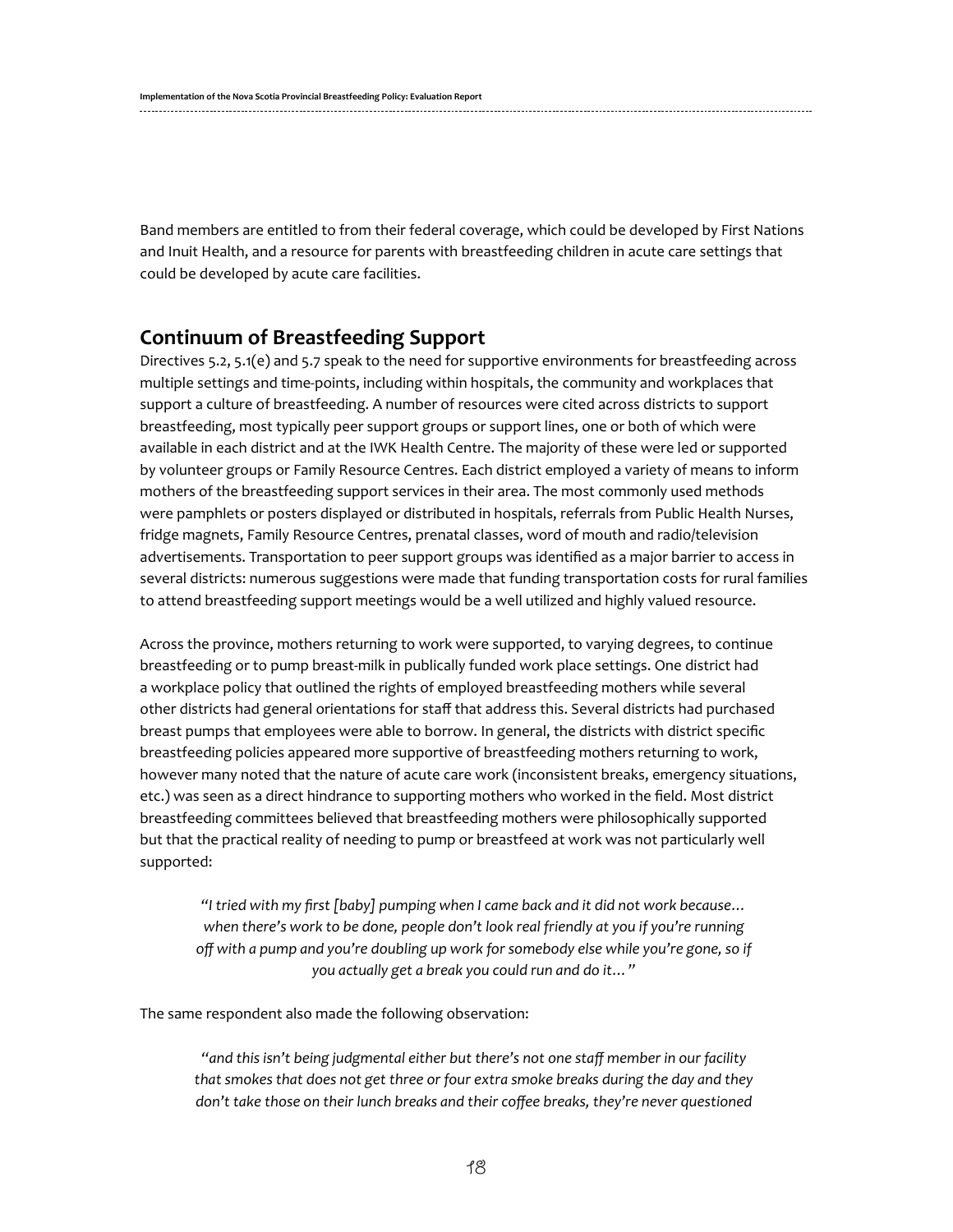Band members are entitled to from their federal coverage, which could be developed by First Nations and Inuit Health, and a resource for parents with breastfeeding children in acute care settings that could be developed by acute care facilities.

## Continuum of Breastfeeding Support

Directives 5.2, 5.1(e) and 5.7 speak to the need for supportive environments for breastfeeding across multiple settings and time-points, including within hospitals, the community and workplaces that support a culture of breastfeeding. A number of resources were cited across districts to support breastfeeding, most typically peer support groups or support lines, one or both of which were available in each district and at the IWK Health Centre. The majority of these were led or supported by volunteer groups or Family Resource Centres. Each district employed a variety of means to inform mothers of the breastfeeding support services in their area. The most commonly used methods were pamphlets or posters displayed or distributed in hospitals, referrals from Public Health Nurses, fridge magnets, Family Resource Centres, prenatal classes, word of mouth and radio/television advertisements. Transportation to peer support groups was identified as a major barrier to access in several districts: numerous suggestions were made that funding transportation costs for rural families to attend breastfeeding support meetings would be a well utilized and highly valued resource.

Across the province, mothers returning to work were supported, to varying degrees, to continue breastfeeding or to pump breast-milk in publically funded work place settings. One district had a workplace policy that outlined the rights of employed breastfeeding mothers while several other districts had general orientations for staff that address this. Several districts had purchased breast pumps that employees were able to borrow. In general, the districts with district specific breastfeeding policies appeared more supportive of breastfeeding mothers returning to work, however many noted that the nature of acute care work (inconsistent breaks, emergency situations, etc.) was seen as a direct hindrance to supporting mothers who worked in the field. Most district breastfeeding committees believed that breastfeeding mothers were philosophically supported but that the practical reality of needing to pump or breastfeed at work was not particularly well supported:

> *"I tried with my first [baby] pumping when I came back and it did not work because… when there's work to be done, people don't look real friendly at you if you're running off with a pump and you're doubling up work for somebody else while you're gone, so if you actually get a break you could run and do it…"*

The same respondent also made the following observation:

> *"and this isn't being judgmental either but there's not one staff member in our facility that smokes that does not get three or four extra smoke breaks during the day and they don't take those on their lunch breaks and their coffee breaks, they're never questioned*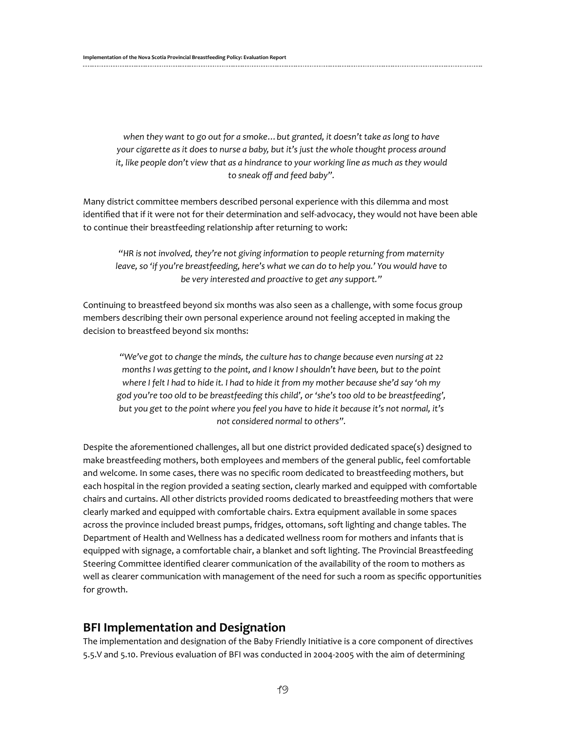*when they want to go out for a smoke… but granted, it doesn't take as long to have your cigarette as it does to nurse a baby, but it's just the whole thought process around it, like people don't view that as a hindrance to your working line as much as they would to sneak off and feed baby".*

Many district committee members described personal experience with this dilemma and most identified that if it were not for their determination and self-advocacy, they would not have been able to continue their breastfeeding relationship after returning to work:

> *"HR is not involved, they're not giving information to people returning from maternity leave, so 'if you're breastfeeding, here's what we can do to help you.' You would have to be very interested and proactive to get any support."*

Continuing to breastfeed beyond six months was also seen as a challenge, with some focus group members describing their own personal experience around not feeling accepted in making the decision to breastfeed beyond six months:

> *"We've got to change the minds, the culture has to change because even nursing at 22 months I was getting to the point, and I know I shouldn't have been, but to the point where I felt I had to hide it. I had to hide it from my mother because she'd say 'oh my god you're too old to be breastfeeding this child', or 'she's too old to be breastfeeding', but you get to the point where you feel you have to hide it because it's not normal, it's not considered normal to others".*

Despite the aforementioned challenges, all but one district provided dedicated space(s) designed to make breastfeeding mothers, both employees and members of the general public, feel comfortable and welcome. In some cases, there was no specific room dedicated to breastfeeding mothers, but each hospital in the region provided a seating section, clearly marked and equipped with comfortable chairs and curtains. All other districts provided rooms dedicated to breastfeeding mothers that were clearly marked and equipped with comfortable chairs. Extra equipment available in some spaces across the province included breast pumps, fridges, ottomans, soft lighting and change tables. The Department of Health and Wellness has a dedicated wellness room for mothers and infants that is equipped with signage, a comfortable chair, a blanket and soft lighting. The Provincial Breastfeeding Steering Committee identified clearer communication of the availability of the room to mothers as well as clearer communication with management of the need for such a room as specific opportunities for growth.

## BFI Implementation and Designation

The implementation and designation of the Baby Friendly Initiative is a core component of directives 5.5.V and 5.10. Previous evaluation of BFI was conducted in 2004-2005 with the aim of determining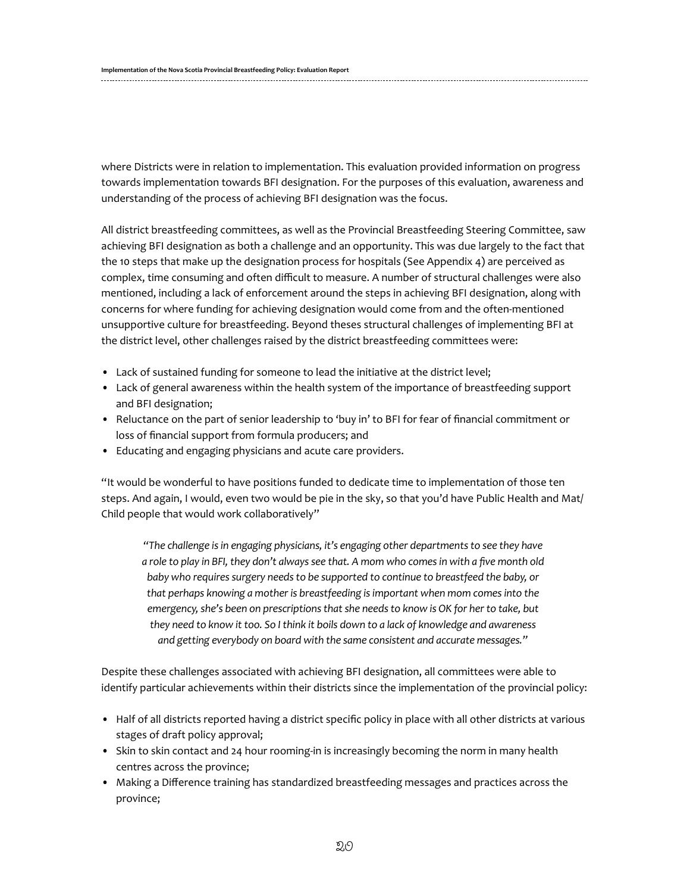where Districts were in relation to implementation. This evaluation provided information on progress towards implementation towards BFI designation. For the purposes of this evaluation, awareness and understanding of the process of achieving BFI designation was the focus.

All district breastfeeding committees, as well as the Provincial Breastfeeding Steering Committee, saw achieving BFI designation as both a challenge and an opportunity. This was due largely to the fact that the 10 steps that make up the designation process for hospitals (See Appendix 4) are perceived as complex, time consuming and often difficult to measure. A number of structural challenges were also mentioned, including a lack of enforcement around the steps in achieving BFI designation, along with concerns for where funding for achieving designation would come from and the often-mentioned unsupportive culture for breastfeeding. Beyond theses structural challenges of implementing BFI at the district level, other challenges raised by the district breastfeeding committees were:

- Lack of sustained funding for someone to lead the initiative at the district level;
- Lack of general awareness within the health system of the importance of breastfeeding support and BFI designation;
- Reluctance on the part of senior leadership to 'buy in' to BFI for fear of financial commitment or loss of financial support from formula producers; and
- Educating and engaging physicians and acute care providers.

"It would be wonderful to have positions funded to dedicate time to implementation of those ten steps. And again, I would, even two would be pie in the sky, so that you'd have Public Health and Mat/ Child people that would work collaboratively"

> *"The challenge is in engaging physicians, it's engaging other departments to see they have a role to play in BFI, they don't always see that. A mom who comes in with a five month old baby who requires surgery needs to be supported to continue to breastfeed the baby, or that perhaps knowing a mother is breastfeeding is important when mom comes into the emergency, she's been on prescriptions that she needs to know is OK for her to take, but they need to know it too. So I think it boils down to a lack of knowledge and awareness and getting everybody on board with the same consistent and accurate messages."*

Despite these challenges associated with achieving BFI designation, all committees were able to identify particular achievements within their districts since the implementation of the provincial policy:

- Half of all districts reported having a district specific policy in place with all other districts at various stages of draft policy approval;
- Skin to skin contact and 24 hour rooming-in is increasingly becoming the norm in many health centres across the province;
- Making a Difference training has standardized breastfeeding messages and practices across the province;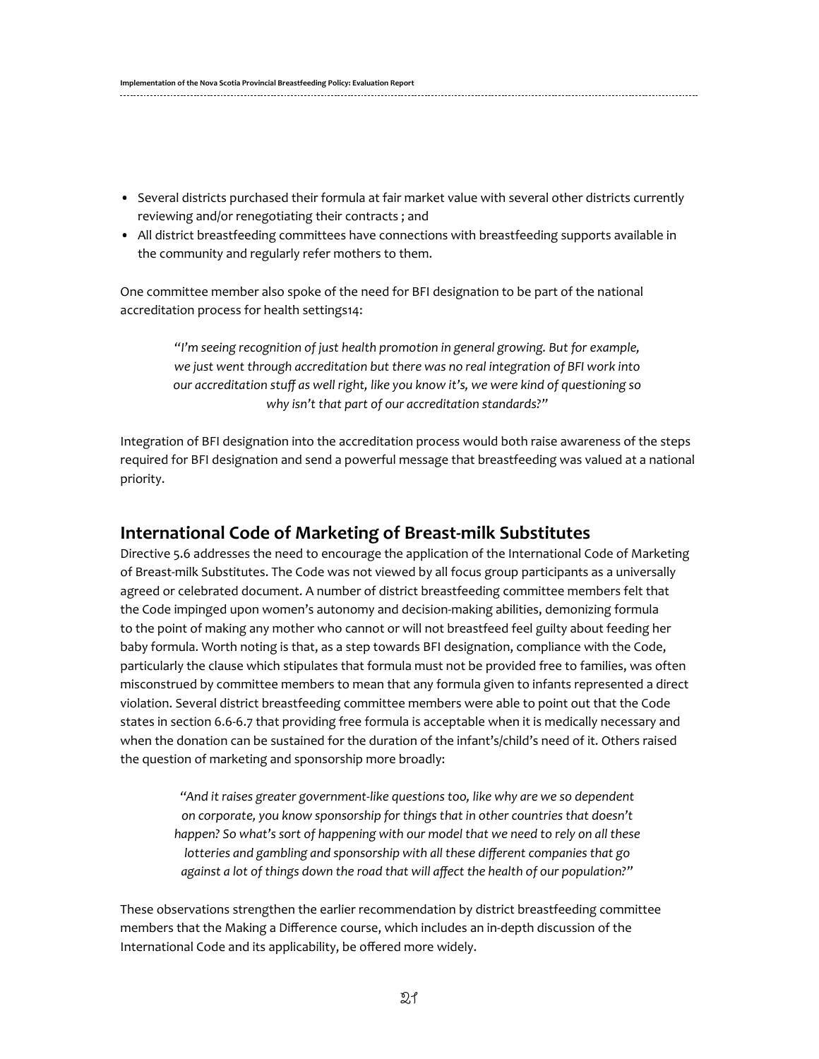- Several districts purchased their formula at fair market value with several other districts currently reviewing and/or renegotiating their contracts ; and
- All district breastfeeding committees have connections with breastfeeding supports available in the community and regularly refer mothers to them.

One committee member also spoke of the need for BFI designation to be part of the national accreditation process for health settings[14]:

> *"I'm seeing recognition of just health promotion in general growing. But for example, we just went through accreditation but there was no real integration of BFI work into our accreditation stuff as well right, like you know it's, we were kind of questioning so why isn't that part of our accreditation standards?"*

Integration of BFI designation into the accreditation process would both raise awareness of the steps required for BFI designation and send a powerful message that breastfeeding was valued at a national priority.

## International Code of Marketing of Breast-milk Substitutes

Directive 5.6 addresses the need to encourage the application of the International Code of Marketing of Breast-milk Substitutes. The Code was not viewed by all focus group participants as a universally agreed or celebrated document. A number of district breastfeeding committee members felt that the Code impinged upon women's autonomy and decision-making abilities, demonizing formula to the point of making any mother who cannot or will not breastfeed feel guilty about feeding her baby formula. Worth noting is that, as a step towards BFI designation, compliance with the Code, particularly the clause which stipulates that formula must not be provided free to families, was often misconstrued by committee members to mean that any formula given to infants represented a direct violation. Several district breastfeeding committee members were able to point out that the Code states in section 6.6-6.7 that providing free formula is acceptable when it is medically necessary and when the donation can be sustained for the duration of the infant's/child's need of it. Others raised the question of marketing and sponsorship more broadly:

> *"And it raises greater government-like questions too, like why are we so dependent on corporate, you know sponsorship for things that in other countries that doesn't happen? So what's sort of happening with our model that we need to rely on all these lotteries and gambling and sponsorship with all these different companies that go against a lot of things down the road that will affect the health of our population?"*

These observations strengthen the earlier recommendation by district breastfeeding committee members that the Making a Difference course, which includes an in-depth discussion of the International Code and its applicability, be offered more widely.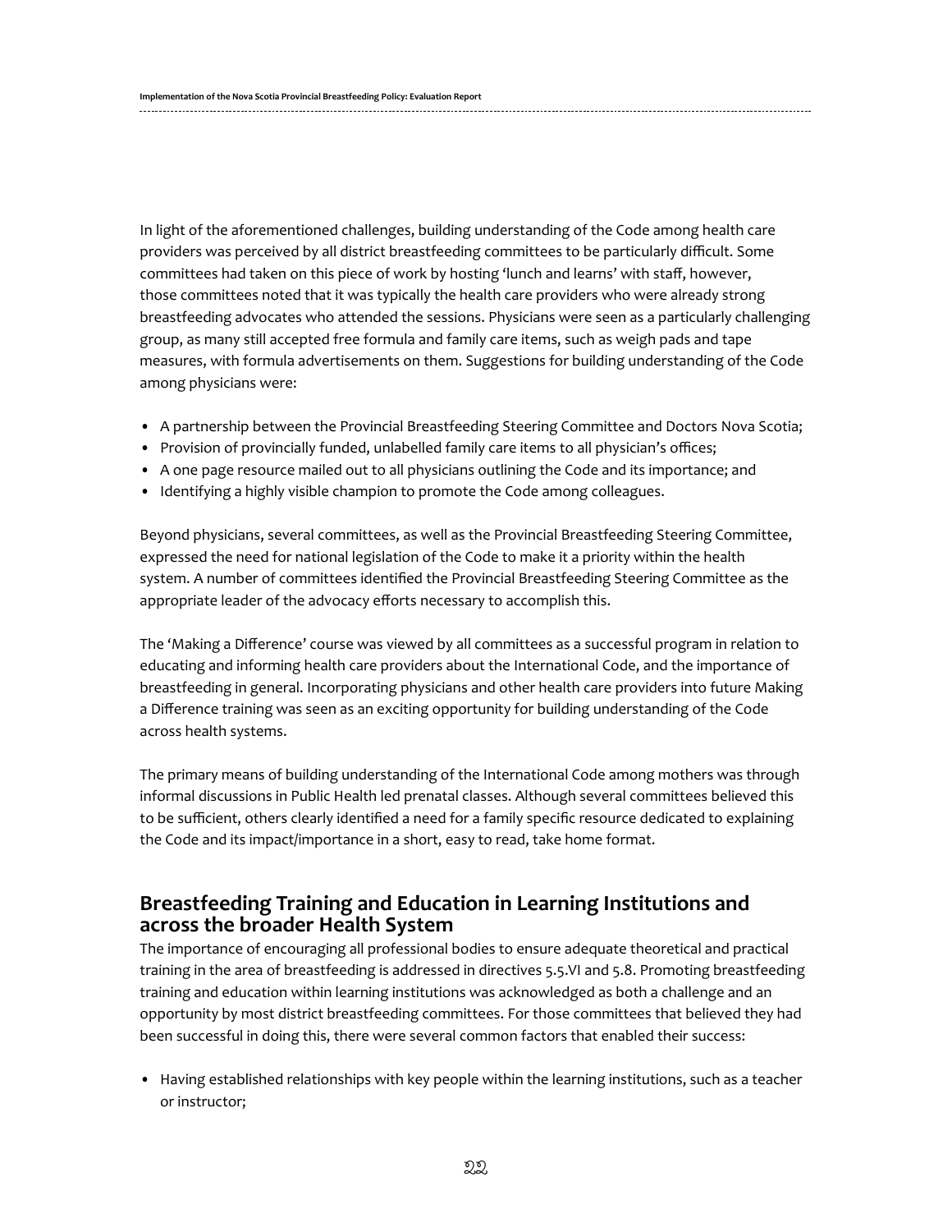In light of the aforementioned challenges, building understanding of the Code among health care providers was perceived by all district breastfeeding committees to be particularly difficult. Some committees had taken on this piece of work by hosting 'lunch and learns' with staff, however, those committees noted that it was typically the health care providers who were already strong breastfeeding advocates who attended the sessions. Physicians were seen as a particularly challenging group, as many still accepted free formula and family care items, such as weigh pads and tape measures, with formula advertisements on them. Suggestions for building understanding of the Code among physicians were:

- A partnership between the Provincial Breastfeeding Steering Committee and Doctors Nova Scotia;
- Provision of provincially funded, unlabelled family care items to all physician's offices;
- A one page resource mailed out to all physicians outlining the Code and its importance; and
- Identifying a highly visible champion to promote the Code among colleagues.

Beyond physicians, several committees, as well as the Provincial Breastfeeding Steering Committee, expressed the need for national legislation of the Code to make it a priority within the health system. A number of committees identified the Provincial Breastfeeding Steering Committee as the appropriate leader of the advocacy efforts necessary to accomplish this.

The 'Making a Difference' course was viewed by all committees as a successful program in relation to educating and informing health care providers about the International Code, and the importance of breastfeeding in general. Incorporating physicians and other health care providers into future Making a Difference training was seen as an exciting opportunity for building understanding of the Code across health systems.

The primary means of building understanding of the International Code among mothers was through informal discussions in Public Health led prenatal classes. Although several committees believed this to be sufficient, others clearly identified a need for a family specific resource dedicated to explaining the Code and its impact/importance in a short, easy to read, take home format.

## Breastfeeding Training and Education in Learning Institutions and across the broader Health System

The importance of encouraging all professional bodies to ensure adequate theoretical and practical training in the area of breastfeeding is addressed in directives 5.5.VI and 5.8. Promoting breastfeeding training and education within learning institutions was acknowledged as both a challenge and an opportunity by most district breastfeeding committees. For those committees that believed they had been successful in doing this, there were several common factors that enabled their success:

- Having established relationships with key people within the learning institutions, such as a teacher or instructor;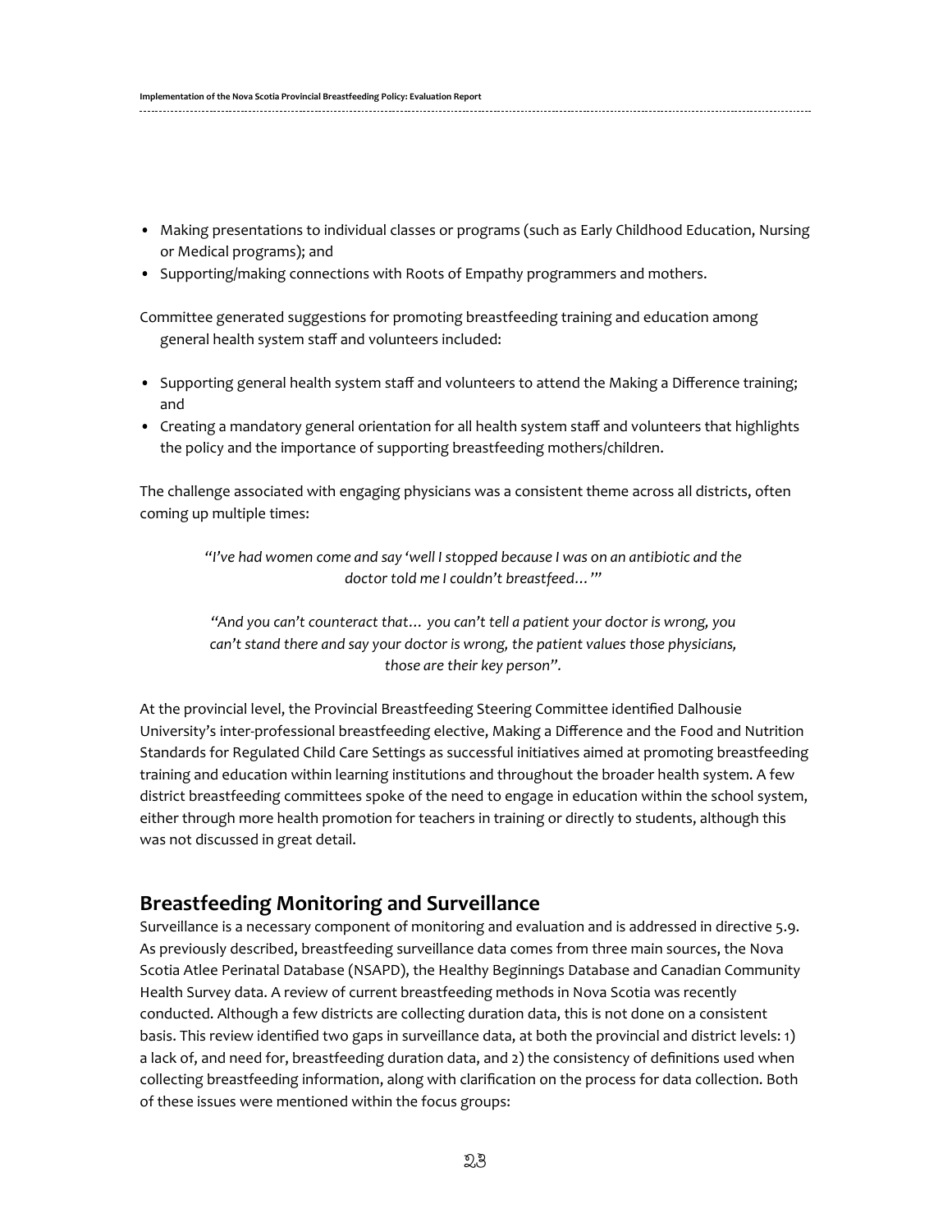- Making presentations to individual classes or programs (such as Early Childhood Education, Nursing or Medical programs); and
- Supporting/making connections with Roots of Empathy programmers and mothers.

Committee generated suggestions for promoting breastfeeding training and education among general health system staff and volunteers included:

- Supporting general health system staff and volunteers to attend the Making a Difference training; and
- Creating a mandatory general orientation for all health system staff and volunteers that highlights the policy and the importance of supporting breastfeeding mothers/children.

The challenge associated with engaging physicians was a consistent theme across all districts, often coming up multiple times:

> *"I've had women come and say 'well I stopped because I was on an antibiotic and the doctor told me I couldn't breastfeed…'"*

> *"And you can't counteract that… you can't tell a patient your doctor is wrong, you can't stand there and say your doctor is wrong, the patient values those physicians, those are their key person".*

At the provincial level, the Provincial Breastfeeding Steering Committee identified Dalhousie University's inter-professional breastfeeding elective, Making a Difference and the Food and Nutrition Standards for Regulated Child Care Settings as successful initiatives aimed at promoting breastfeeding training and education within learning institutions and throughout the broader health system. A few district breastfeeding committees spoke of the need to engage in education within the school system, either through more health promotion for teachers in training or directly to students, although this was not discussed in great detail.

## Breastfeeding Monitoring and Surveillance

Surveillance is a necessary component of monitoring and evaluation and is addressed in directive 5.9. As previously described, breastfeeding surveillance data comes from three main sources, the Nova Scotia Atlee Perinatal Database (NSAPD), the Healthy Beginnings Database and Canadian Community Health Survey data. A review of current breastfeeding methods in Nova Scotia was recently conducted. Although a few districts are collecting duration data, this is not done on a consistent basis. This review identified two gaps in surveillance data, at both the provincial and district levels: 1) a lack of, and need for, breastfeeding duration data, and 2) the consistency of definitions used when collecting breastfeeding information, along with clarification on the process for data collection. Both of these issues were mentioned within the focus groups: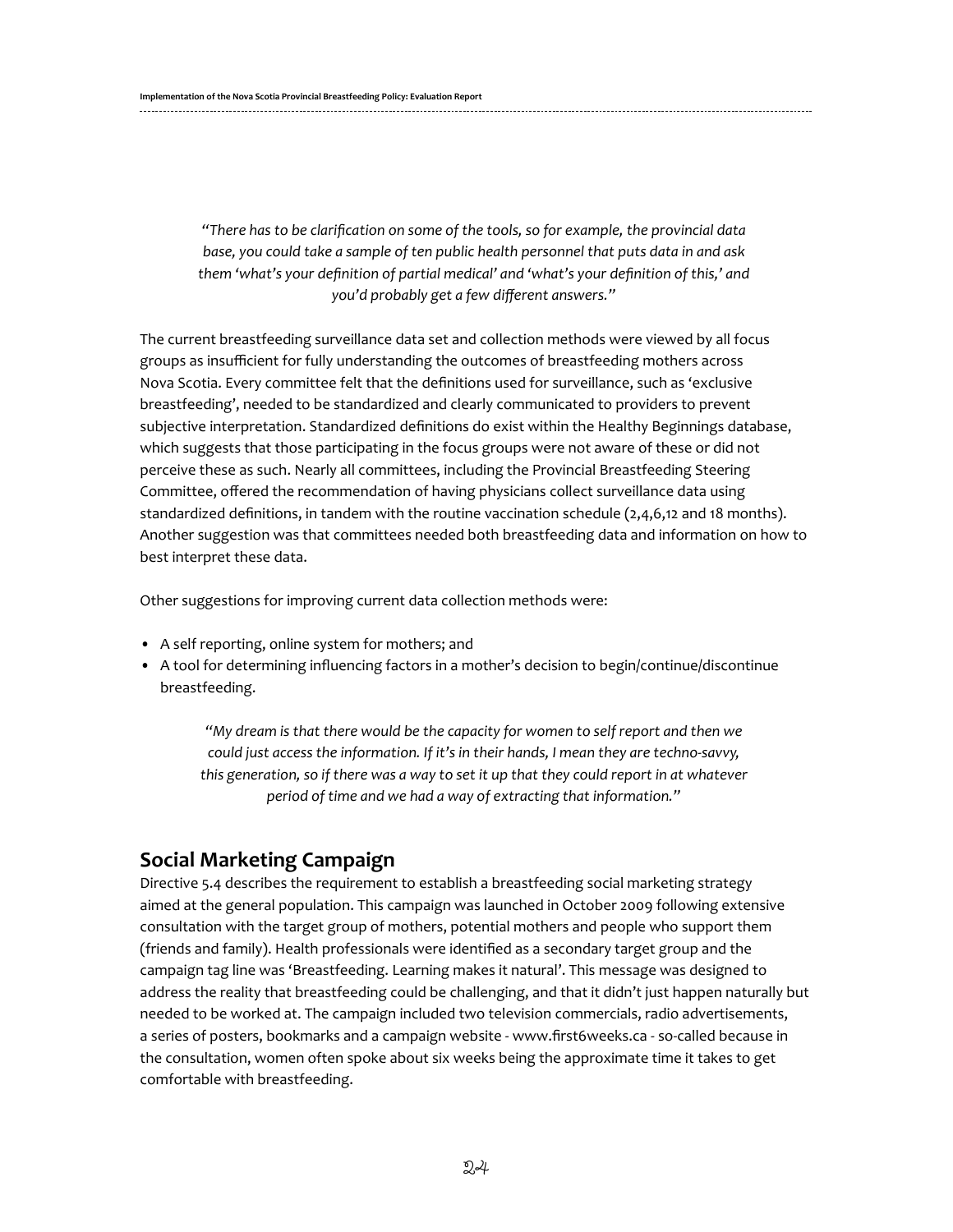*"There has to be clarification on some of the tools, so for example, the provincial data base, you could take a sample of ten public health personnel that puts data in and ask them 'what's your definition of partial medical' and 'what's your definition of this,' and you'd probably get a few different answers."*

The current breastfeeding surveillance data set and collection methods were viewed by all focus groups as insufficient for fully understanding the outcomes of breastfeeding mothers across Nova Scotia. Every committee felt that the definitions used for surveillance, such as 'exclusive breastfeeding', needed to be standardized and clearly communicated to providers to prevent subjective interpretation. Standardized definitions do exist within the Healthy Beginnings database, which suggests that those participating in the focus groups were not aware of these or did not perceive these as such. Nearly all committees, including the Provincial Breastfeeding Steering Committee, offered the recommendation of having physicians collect surveillance data using standardized definitions, in tandem with the routine vaccination schedule (2,4,6,12 and 18 months). Another suggestion was that committees needed both breastfeeding data and information on how to best interpret these data.

Other suggestions for improving current data collection methods were:

- A self reporting, online system for mothers; and
- A tool for determining influencing factors in a mother's decision to begin/continue/discontinue breastfeeding.

*"My dream is that there would be the capacity for women to self report and then we could just access the information. If it's in their hands, I mean they are techno-savvy, this generation, so if there was a way to set it up that they could report in at whatever period of time and we had a way of extracting that information."*

## Social Marketing Campaign

Directive 5.4 describes the requirement to establish a breastfeeding social marketing strategy aimed at the general population. This campaign was launched in October 2009 following extensive consultation with the target group of mothers, potential mothers and people who support them (friends and family). Health professionals were identified as a secondary target group and the campaign tag line was 'Breastfeeding. Learning makes it natural'. This message was designed to address the reality that breastfeeding could be challenging, and that it didn't just happen naturally but needed to be worked at. The campaign included two television commercials, radio advertisements, a series of posters, bookmarks and a campaign website - www.first6weeks.ca - so-called because in the consultation, women often spoke about six weeks being the approximate time it takes to get comfortable with breastfeeding.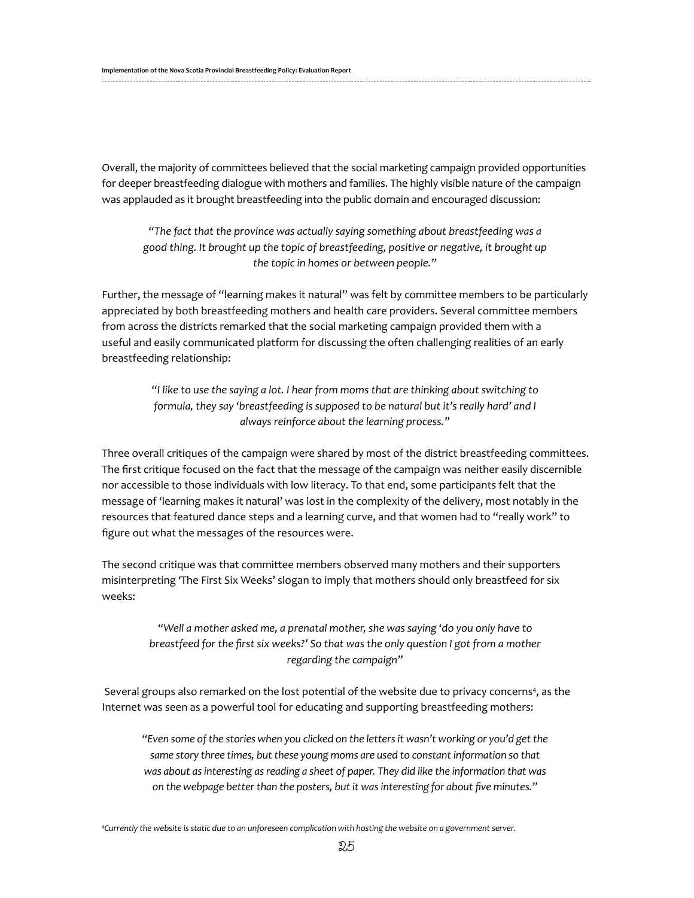Overall, the majority of committees believed that the social marketing campaign provided opportunities for deeper breastfeeding dialogue with mothers and families. The highly visible nature of the campaign was applauded as it brought breastfeeding into the public domain and encouraged discussion:

> *"The fact that the province was actually saying something about breastfeeding was a good thing. It brought up the topic of breastfeeding, positive or negative, it brought up the topic in homes or between people."*

Further, the message of "learning makes it natural" was felt by committee members to be particularly appreciated by both breastfeeding mothers and health care providers. Several committee members from across the districts remarked that the social marketing campaign provided them with a useful and easily communicated platform for discussing the often challenging realities of an early breastfeeding relationship:

> *"I like to use the saying a lot. I hear from moms that are thinking about switching to formula, they say 'breastfeeding is supposed to be natural but it's really hard' and I always reinforce about the learning process."*

Three overall critiques of the campaign were shared by most of the district breastfeeding committees. The first critique focused on the fact that the message of the campaign was neither easily discernible nor accessible to those individuals with low literacy. To that end, some participants felt that the message of 'learning makes it natural' was lost in the complexity of the delivery, most notably in the resources that featured dance steps and a learning curve, and that women had to "really work" to figure out what the messages of the resources were.

The second critique was that committee members observed many mothers and their supporters misinterpreting 'The First Six Weeks' slogan to imply that mothers should only breastfeed for six weeks:

> *"Well a mother asked me, a prenatal mother, she was saying 'do you only have to breastfeed for the first six weeks?' So that was the only question I got from a mother regarding the campaign"*

Several groups also remarked on the lost potential of the website due to privacy concerns[4], as the Internet was seen as a powerful tool for educating and supporting breastfeeding mothers:

> *"Even some of the stories when you clicked on the letters it wasn't working or you'd get the same story three times, but these young moms are used to constant information so that was about as interesting as reading a sheet of paper. They did like the information that was on the webpage better than the posters, but it was interesting for about five minutes."*

[4] *Currently the website is static due to an unforeseen complication with hosting the website on a government server.*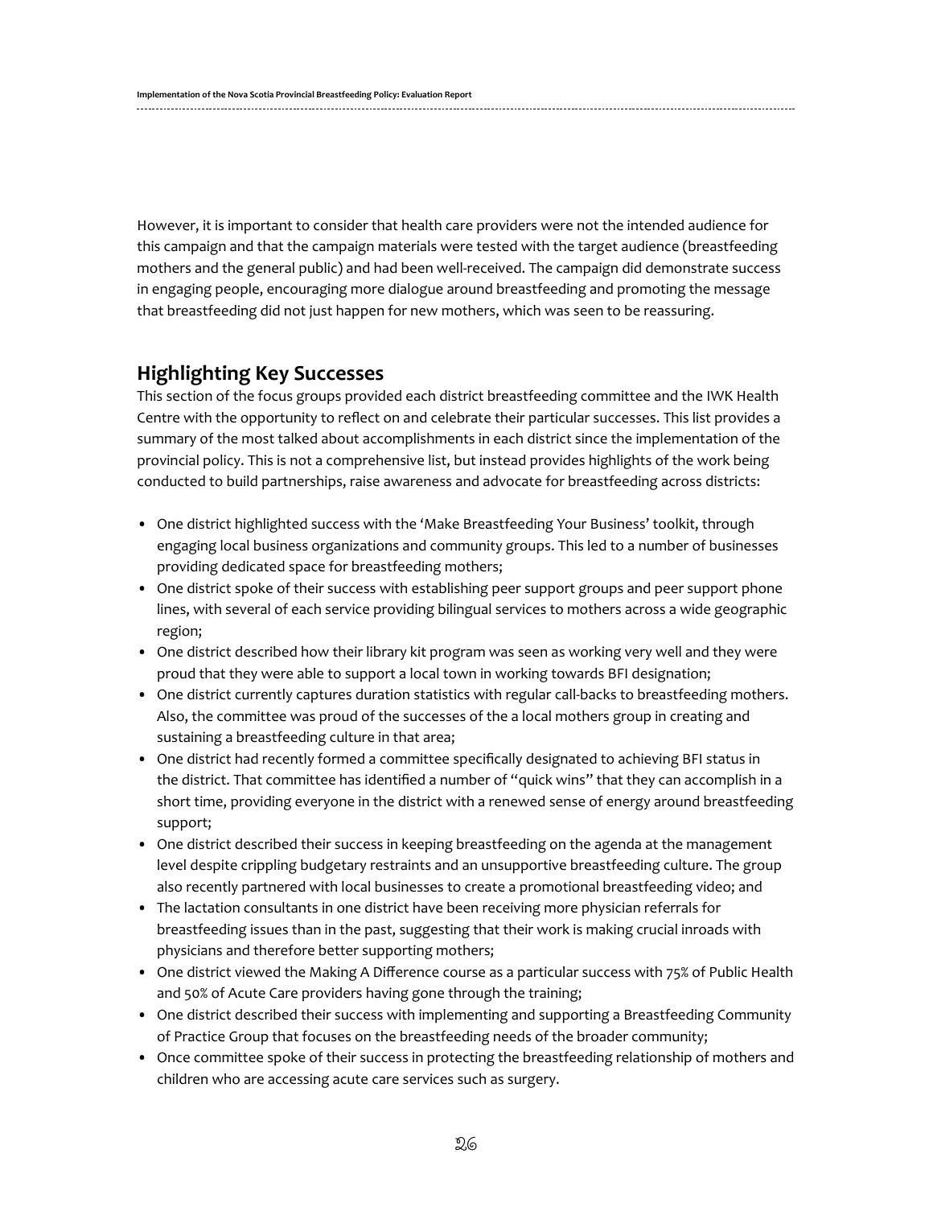However, it is important to consider that health care providers were not the intended audience for this campaign and that the campaign materials were tested with the target audience (breastfeeding mothers and the general public) and had been well-received. The campaign did demonstrate success in engaging people, encouraging more dialogue around breastfeeding and promoting the message that breastfeeding did not just happen for new mothers, which was seen to be reassuring.

## Highlighting Key Successes

This section of the focus groups provided each district breastfeeding committee and the IWK Health Centre with the opportunity to reflect on and celebrate their particular successes. This list provides a summary of the most talked about accomplishments in each district since the implementation of the provincial policy. This is not a comprehensive list, but instead provides highlights of the work being conducted to build partnerships, raise awareness and advocate for breastfeeding across districts:

- One district highlighted success with the 'Make Breastfeeding Your Business' toolkit, through engaging local business organizations and community groups. This led to a number of businesses providing dedicated space for breastfeeding mothers;
- One district spoke of their success with establishing peer support groups and peer support phone lines, with several of each service providing bilingual services to mothers across a wide geographic region;
- One district described how their library kit program was seen as working very well and they were proud that they were able to support a local town in working towards BFI designation;
- One district currently captures duration statistics with regular call-backs to breastfeeding mothers. Also, the committee was proud of the successes of the a local mothers group in creating and sustaining a breastfeeding culture in that area;
- One district had recently formed a committee specifically designated to achieving BFI status in the district. That committee has identified a number of "quick wins" that they can accomplish in a short time, providing everyone in the district with a renewed sense of energy around breastfeeding support;
- One district described their success in keeping breastfeeding on the agenda at the management level despite crippling budgetary restraints and an unsupportive breastfeeding culture. The group also recently partnered with local businesses to create a promotional breastfeeding video; and
- The lactation consultants in one district have been receiving more physician referrals for breastfeeding issues than in the past, suggesting that their work is making crucial inroads with physicians and therefore better supporting mothers;
- One district viewed the Making A Difference course as a particular success with 75% of Public Health and 50% of Acute Care providers having gone through the training;
- One district described their success with implementing and supporting a Breastfeeding Community of Practice Group that focuses on the breastfeeding needs of the broader community;
- Once committee spoke of their success in protecting the breastfeeding relationship of mothers and children who are accessing acute care services such as surgery.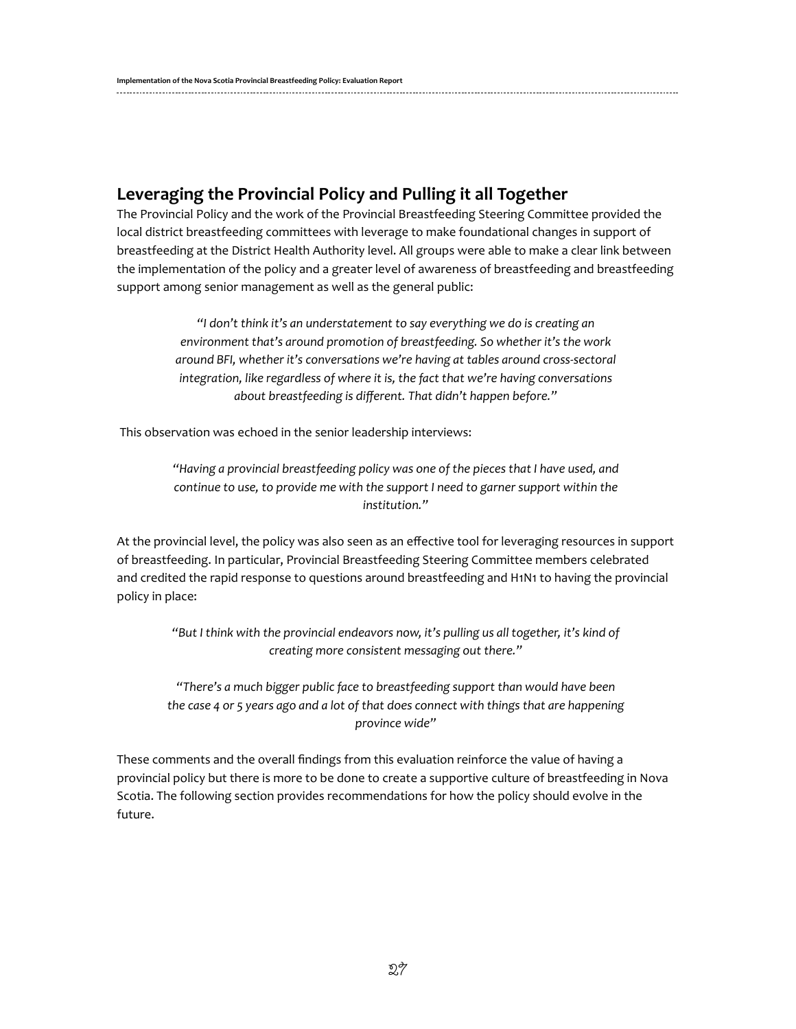## Leveraging the Provincial Policy and Pulling it all Together

The Provincial Policy and the work of the Provincial Breastfeeding Steering Committee provided the local district breastfeeding committees with leverage to make foundational changes in support of breastfeeding at the District Health Authority level. All groups were able to make a clear link between the implementation of the policy and a greater level of awareness of breastfeeding and breastfeeding support among senior management as well as the general public:

> *"I don't think it's an understatement to say everything we do is creating an environment that's around promotion of breastfeeding. So whether it's the work around BFI, whether it's conversations we're having at tables around cross-sectoral integration, like regardless of where it is, the fact that we're having conversations about breastfeeding is different. That didn't happen before."*

This observation was echoed in the senior leadership interviews:

> *"Having a provincial breastfeeding policy was one of the pieces that I have used, and continue to use, to provide me with the support I need to garner support within the institution."*

At the provincial level, the policy was also seen as an effective tool for leveraging resources in support of breastfeeding. In particular, Provincial Breastfeeding Steering Committee members celebrated and credited the rapid response to questions around breastfeeding and H1N1 to having the provincial policy in place:

> *"But I think with the provincial endeavors now, it's pulling us all together, it's kind of creating more consistent messaging out there."*

> *"There's a much bigger public face to breastfeeding support than would have been the case 4 or 5 years ago and a lot of that does connect with things that are happening province wide"*

These comments and the overall findings from this evaluation reinforce the value of having a provincial policy but there is more to be done to create a supportive culture of breastfeeding in Nova Scotia. The following section provides recommendations for how the policy should evolve in the future.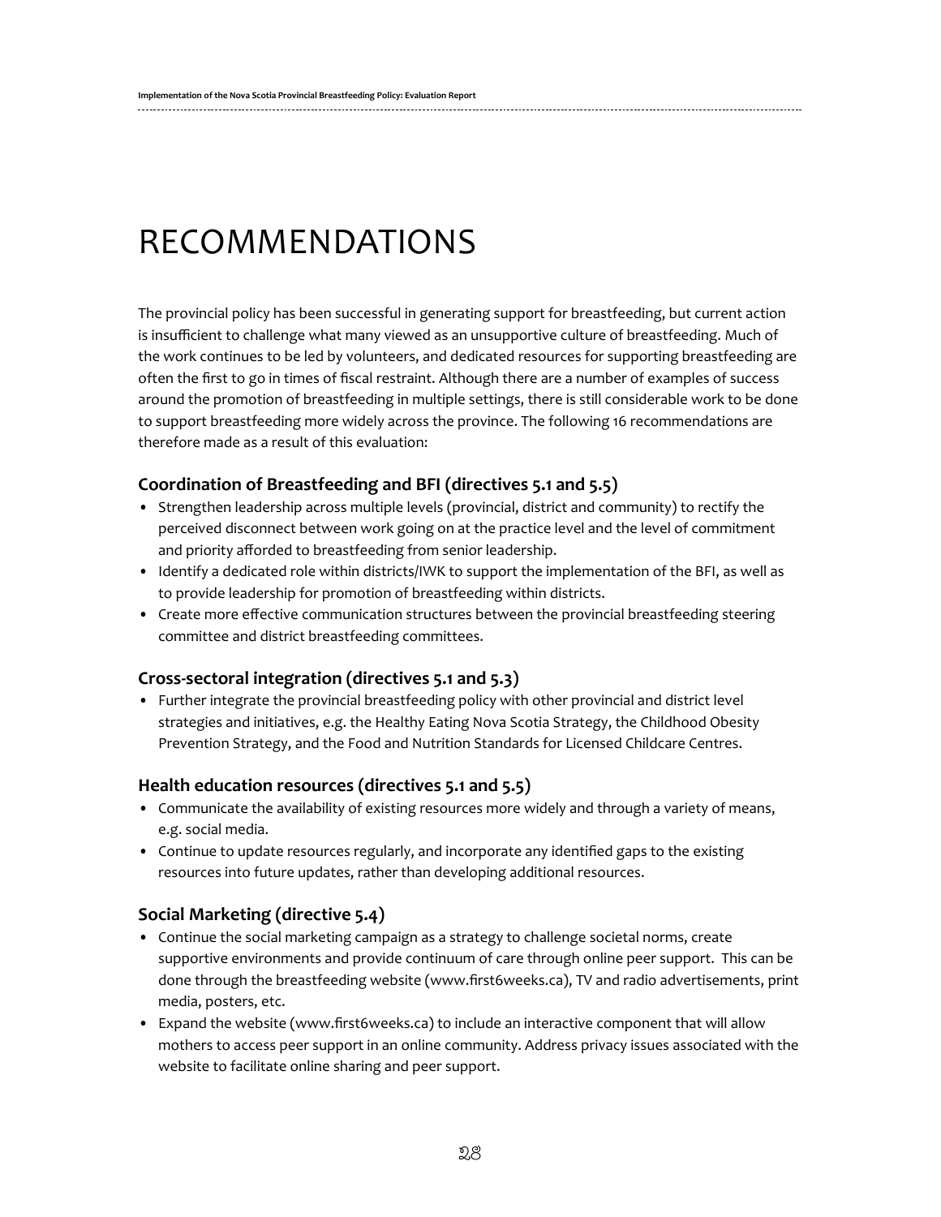# RECOMMENDATIONS

The provincial policy has been successful in generating support for breastfeeding, but current action is insufficient to challenge what many viewed as an unsupportive culture of breastfeeding. Much of the work continues to be led by volunteers, and dedicated resources for supporting breastfeeding are often the first to go in times of fiscal restraint. Although there are a number of examples of success around the promotion of breastfeeding in multiple settings, there is still considerable work to be done to support breastfeeding more widely across the province. The following 16 recommendations are therefore made as a result of this evaluation:

### Coordination of Breastfeeding and BFI (directives 5.1 and 5.5)

- Strengthen leadership across multiple levels (provincial, district and community) to rectify the perceived disconnect between work going on at the practice level and the level of commitment and priority afforded to breastfeeding from senior leadership.
- Identify a dedicated role within districts/IWK to support the implementation of the BFI, as well as to provide leadership for promotion of breastfeeding within districts.
- Create more effective communication structures between the provincial breastfeeding steering committee and district breastfeeding committees.

### Cross-sectoral integration (directives 5.1 and 5.3)

- Further integrate the provincial breastfeeding policy with other provincial and district level strategies and initiatives, e.g. the Healthy Eating Nova Scotia Strategy, the Childhood Obesity Prevention Strategy, and the Food and Nutrition Standards for Licensed Childcare Centres.

### Health education resources (directives 5.1 and 5.5)

- Communicate the availability of existing resources more widely and through a variety of means, e.g. social media.
- Continue to update resources regularly, and incorporate any identified gaps to the existing resources into future updates, rather than developing additional resources.

### Social Marketing (directive 5.4)

- Continue the social marketing campaign as a strategy to challenge societal norms, create supportive environments and provide continuum of care through online peer support. This can be done through the breastfeeding website (www.first6weeks.ca), TV and radio advertisements, print media, posters, etc.
- Expand the website (www.first6weeks.ca) to include an interactive component that will allow mothers to access peer support in an online community. Address privacy issues associated with the website to facilitate online sharing and peer support.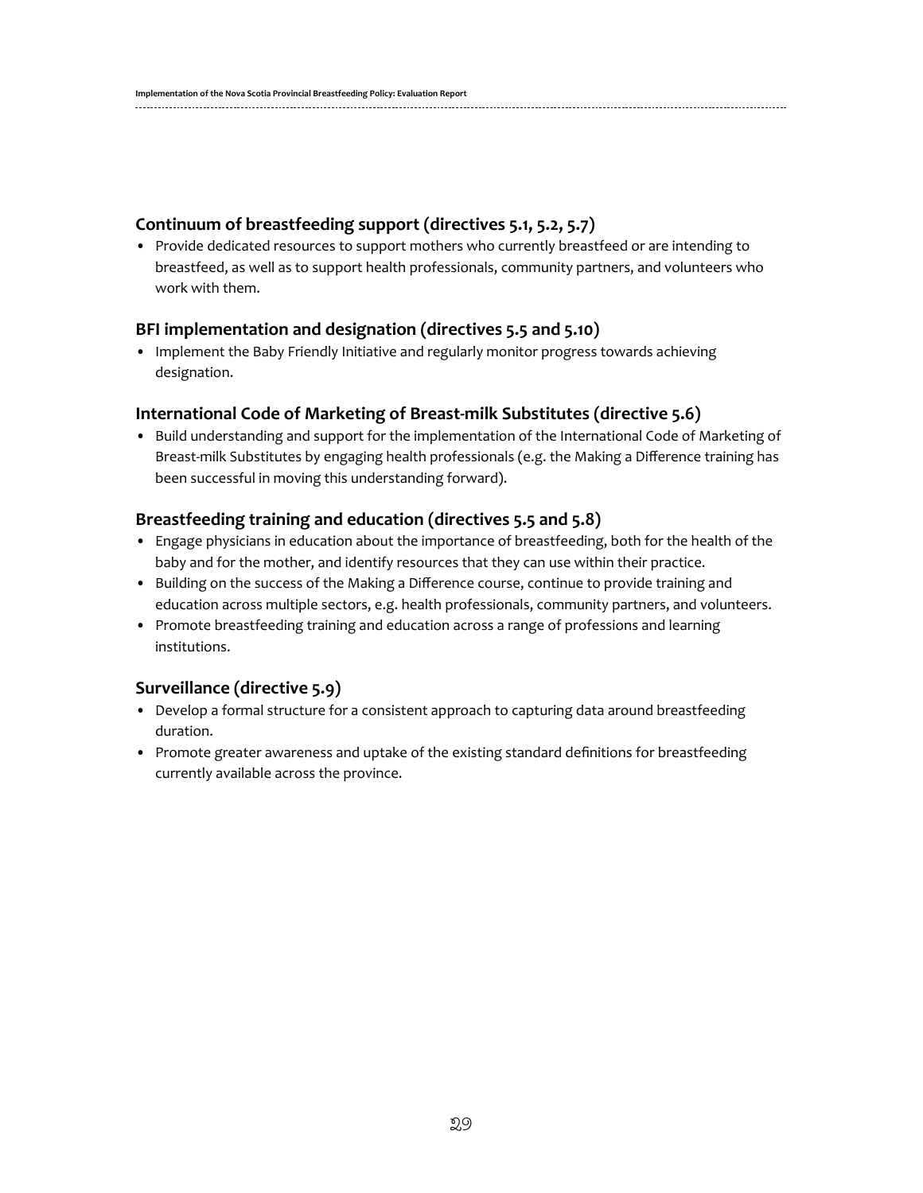### Continuum of breastfeeding support (directives 5.1, 5.2, 5.7)

- Provide dedicated resources to support mothers who currently breastfeed or are intending to breastfeed, as well as to support health professionals, community partners, and volunteers who work with them.

### BFI implementation and designation (directives 5.5 and 5.10)

- Implement the Baby Friendly Initiative and regularly monitor progress towards achieving designation.

### International Code of Marketing of Breast-milk Substitutes (directive 5.6)

- Build understanding and support for the implementation of the International Code of Marketing of Breast-milk Substitutes by engaging health professionals (e.g. the Making a Difference training has been successful in moving this understanding forward).

### Breastfeeding training and education (directives 5.5 and 5.8)

- Engage physicians in education about the importance of breastfeeding, both for the health of the baby and for the mother, and identify resources that they can use within their practice.
- Building on the success of the Making a Difference course, continue to provide training and education across multiple sectors, e.g. health professionals, community partners, and volunteers.
- Promote breastfeeding training and education across a range of professions and learning institutions.

### Surveillance (directive 5.9)

- Develop a formal structure for a consistent approach to capturing data around breastfeeding duration.
- Promote greater awareness and uptake of the existing standard definitions for breastfeeding currently available across the province.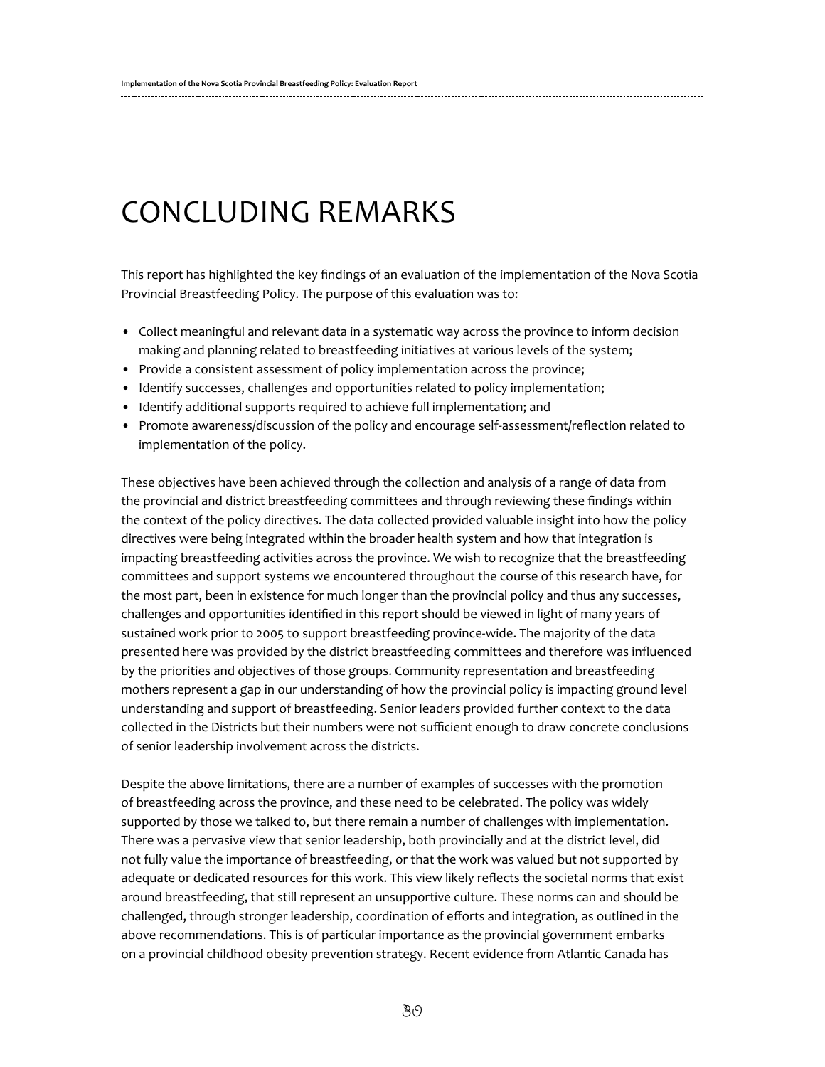# CONCLUDING REMARKS

This report has highlighted the key findings of an evaluation of the implementation of the Nova Scotia Provincial Breastfeeding Policy. The purpose of this evaluation was to:

- Collect meaningful and relevant data in a systematic way across the province to inform decision making and planning related to breastfeeding initiatives at various levels of the system;
- Provide a consistent assessment of policy implementation across the province;
- Identify successes, challenges and opportunities related to policy implementation;
- Identify additional supports required to achieve full implementation; and
- Promote awareness/discussion of the policy and encourage self-assessment/reflection related to implementation of the policy.

These objectives have been achieved through the collection and analysis of a range of data from the provincial and district breastfeeding committees and through reviewing these findings within the context of the policy directives. The data collected provided valuable insight into how the policy directives were being integrated within the broader health system and how that integration is impacting breastfeeding activities across the province. We wish to recognize that the breastfeeding committees and support systems we encountered throughout the course of this research have, for the most part, been in existence for much longer than the provincial policy and thus any successes, challenges and opportunities identified in this report should be viewed in light of many years of sustained work prior to 2005 to support breastfeeding province-wide. The majority of the data presented here was provided by the district breastfeeding committees and therefore was influenced by the priorities and objectives of those groups. Community representation and breastfeeding mothers represent a gap in our understanding of how the provincial policy is impacting ground level understanding and support of breastfeeding. Senior leaders provided further context to the data collected in the Districts but their numbers were not sufficient enough to draw concrete conclusions of senior leadership involvement across the districts.

Despite the above limitations, there are a number of examples of successes with the promotion of breastfeeding across the province, and these need to be celebrated. The policy was widely supported by those we talked to, but there remain a number of challenges with implementation. There was a pervasive view that senior leadership, both provincially and at the district level, did not fully value the importance of breastfeeding, or that the work was valued but not supported by adequate or dedicated resources for this work. This view likely reflects the societal norms that exist around breastfeeding, that still represent an unsupportive culture. These norms can and should be challenged, through stronger leadership, coordination of efforts and integration, as outlined in the above recommendations. This is of particular importance as the provincial government embarks on a provincial childhood obesity prevention strategy. Recent evidence from Atlantic Canada has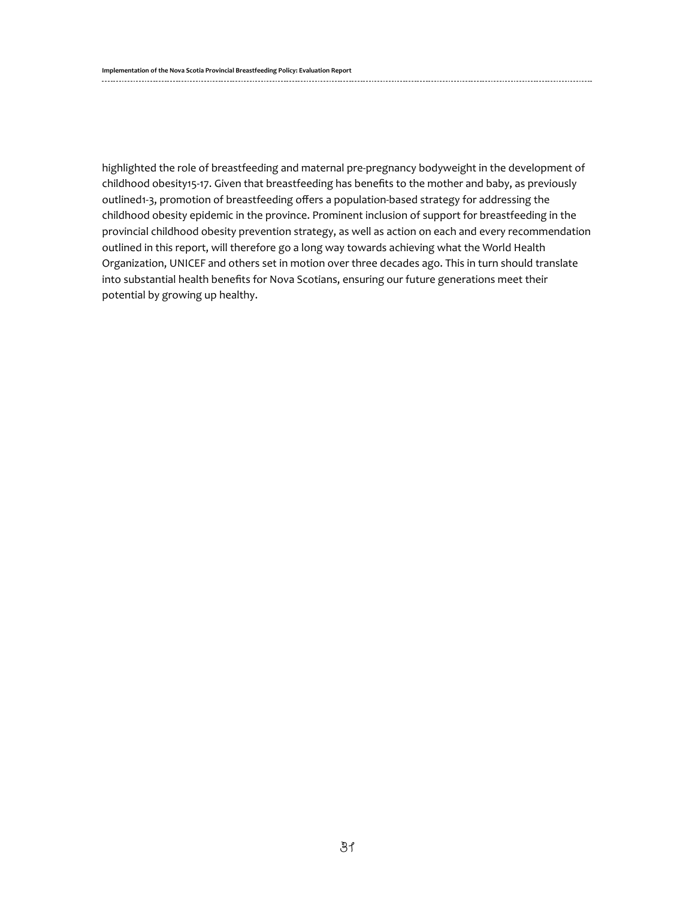highlighted the role of breastfeeding and maternal pre-pregnancy bodyweight in the development of childhood obesity[15-17]. Given that breastfeeding has benefits to the mother and baby, as previously outlined[1-3], promotion of breastfeeding offers a population-based strategy for addressing the childhood obesity epidemic in the province. Prominent inclusion of support for breastfeeding in the provincial childhood obesity prevention strategy, as well as action on each and every recommendation outlined in this report, will therefore go a long way towards achieving what the World Health Organization, UNICEF and others set in motion over three decades ago. This in turn should translate into substantial health benefits for Nova Scotians, ensuring our future generations meet their potential by growing up healthy.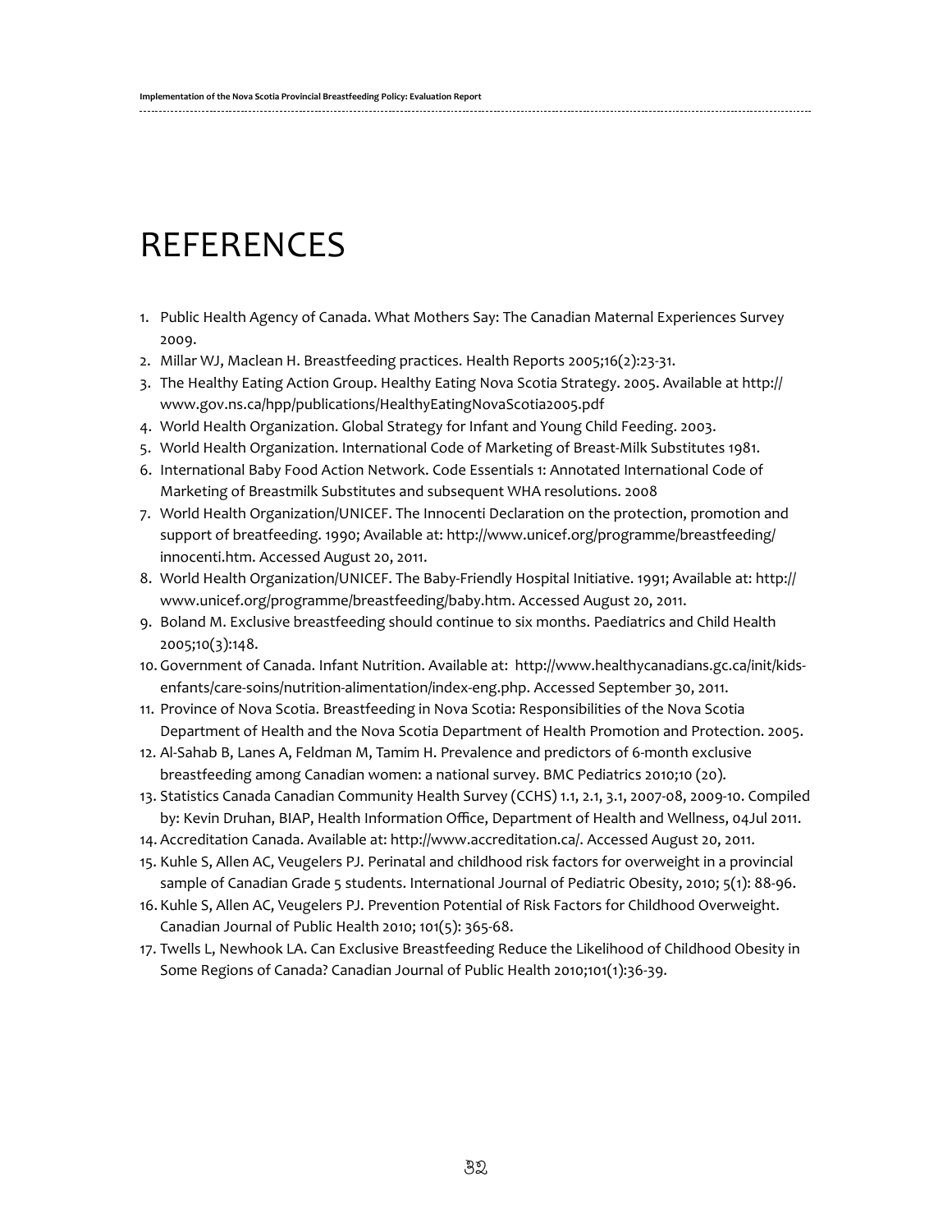# REFERENCES

1. Public Health Agency of Canada. What Mothers Say: The Canadian Maternal Experiences Survey 2009.
2. Millar WJ, Maclean H. Breastfeeding practices. Health Reports 2005;16(2):23-31.
3. The Healthy Eating Action Group. Healthy Eating Nova Scotia Strategy. 2005. Available at http://www.gov.ns.ca/hpp/publications/HealthyEatingNovaScotia2005.pdf
4. World Health Organization. Global Strategy for Infant and Young Child Feeding. 2003.
5. World Health Organization. International Code of Marketing of Breast-Milk Substitutes 1981.
6. International Baby Food Action Network. Code Essentials 1: Annotated International Code of Marketing of Breastmilk Substitutes and subsequent WHA resolutions. 2008
7. World Health Organization/UNICEF. The Innocenti Declaration on the protection, promotion and support of breatfeeding. 1990; Available at: http://www.unicef.org/programme/breastfeeding/innocenti.htm. Accessed August 20, 2011.
8. World Health Organization/UNICEF. The Baby-Friendly Hospital Initiative. 1991; Available at: http://www.unicef.org/programme/breastfeeding/baby.htm. Accessed August 20, 2011.
9. Boland M. Exclusive breastfeeding should continue to six months. Paediatrics and Child Health 2005;10(3):148.
10. Government of Canada. Infant Nutrition. Available at: http://www.healthycanadians.gc.ca/init/kids-enfants/care-soins/nutrition-alimentation/index-eng.php. Accessed September 30, 2011.
11. Province of Nova Scotia. Breastfeeding in Nova Scotia: Responsibilities of the Nova Scotia Department of Health and the Nova Scotia Department of Health Promotion and Protection. 2005.
12. Al-Sahab B, Lanes A, Feldman M, Tamim H. Prevalence and predictors of 6-month exclusive breastfeeding among Canadian women: a national survey. BMC Pediatrics 2010;10 (20).
13. Statistics Canada Canadian Community Health Survey (CCHS) 1.1, 2.1, 3.1, 2007-08, 2009-10. Compiled by: Kevin Druhan, BIAP, Health Information Office, Department of Health and Wellness, 04Jul 2011.
14. Accreditation Canada. Available at: http://www.accreditation.ca/. Accessed August 20, 2011.
15. Kuhle S, Allen AC, Veugelers PJ. Perinatal and childhood risk factors for overweight in a provincial sample of Canadian Grade 5 students. International Journal of Pediatric Obesity, 2010; 5(1): 88-96.
16. Kuhle S, Allen AC, Veugelers PJ. Prevention Potential of Risk Factors for Childhood Overweight. Canadian Journal of Public Health 2010; 101(5): 365-68.
17. Twells L, Newhook LA. Can Exclusive Breastfeeding Reduce the Likelihood of Childhood Obesity in Some Regions of Canada? Canadian Journal of Public Health 2010;101(1):36-39.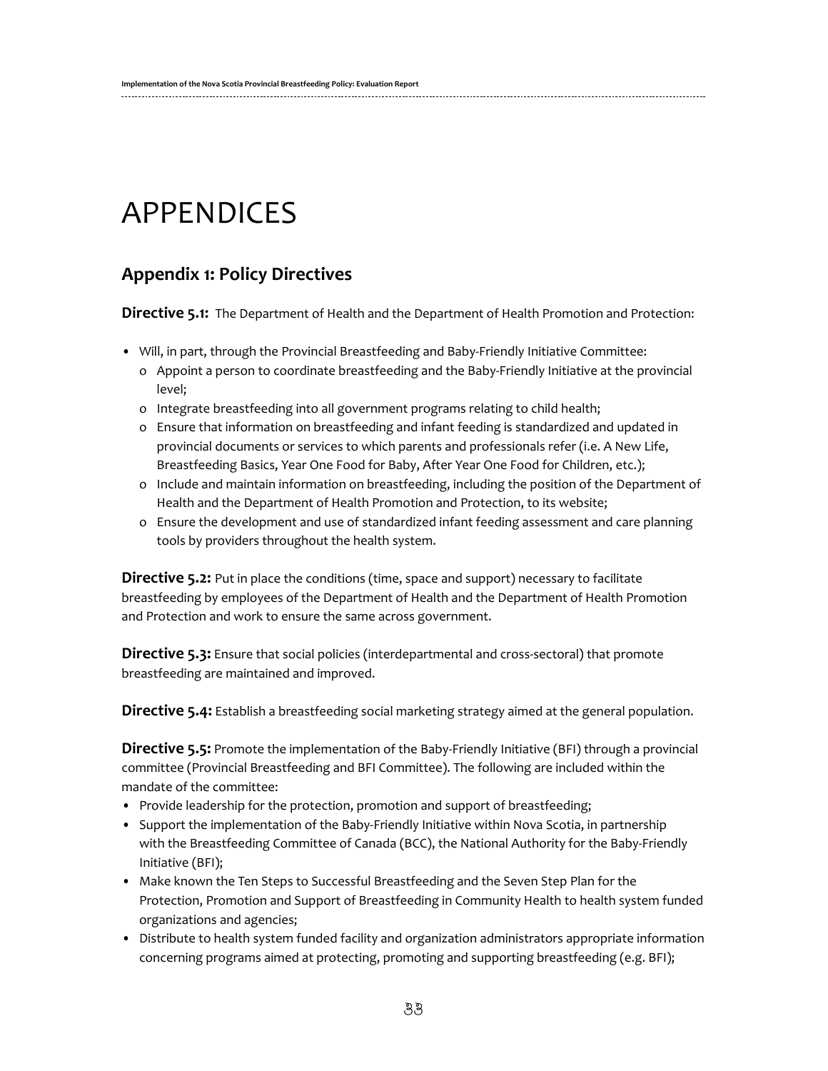# APPENDICES

## Appendix 1: Policy Directives

**Directive 5.1:** The Department of Health and the Department of Health Promotion and Protection:

- Will, in part, through the Provincial Breastfeeding and Baby-Friendly Initiative Committee:
  - Appoint a person to coordinate breastfeeding and the Baby-Friendly Initiative at the provincial level;
  - Integrate breastfeeding into all government programs relating to child health;
  - Ensure that information on breastfeeding and infant feeding is standardized and updated in provincial documents or services to which parents and professionals refer (i.e. A New Life, Breastfeeding Basics, Year One Food for Baby, After Year One Food for Children, etc.);
  - Include and maintain information on breastfeeding, including the position of the Department of Health and the Department of Health Promotion and Protection, to its website;
  - Ensure the development and use of standardized infant feeding assessment and care planning tools by providers throughout the health system.

**Directive 5.2:** Put in place the conditions (time, space and support) necessary to facilitate breastfeeding by employees of the Department of Health and the Department of Health Promotion and Protection and work to ensure the same across government.

**Directive 5.3:** Ensure that social policies (interdepartmental and cross-sectoral) that promote breastfeeding are maintained and improved.

**Directive 5.4:** Establish a breastfeeding social marketing strategy aimed at the general population.

**Directive 5.5:** Promote the implementation of the Baby-Friendly Initiative (BFI) through a provincial committee (Provincial Breastfeeding and BFI Committee). The following are included within the mandate of the committee:

- Provide leadership for the protection, promotion and support of breastfeeding;
- Support the implementation of the Baby-Friendly Initiative within Nova Scotia, in partnership with the Breastfeeding Committee of Canada (BCC), the National Authority for the Baby-Friendly Initiative (BFI);
- Make known the Ten Steps to Successful Breastfeeding and the Seven Step Plan for the Protection, Promotion and Support of Breastfeeding in Community Health to health system funded organizations and agencies;
- Distribute to health system funded facility and organization administrators appropriate information concerning programs aimed at protecting, promoting and supporting breastfeeding (e.g. BFI);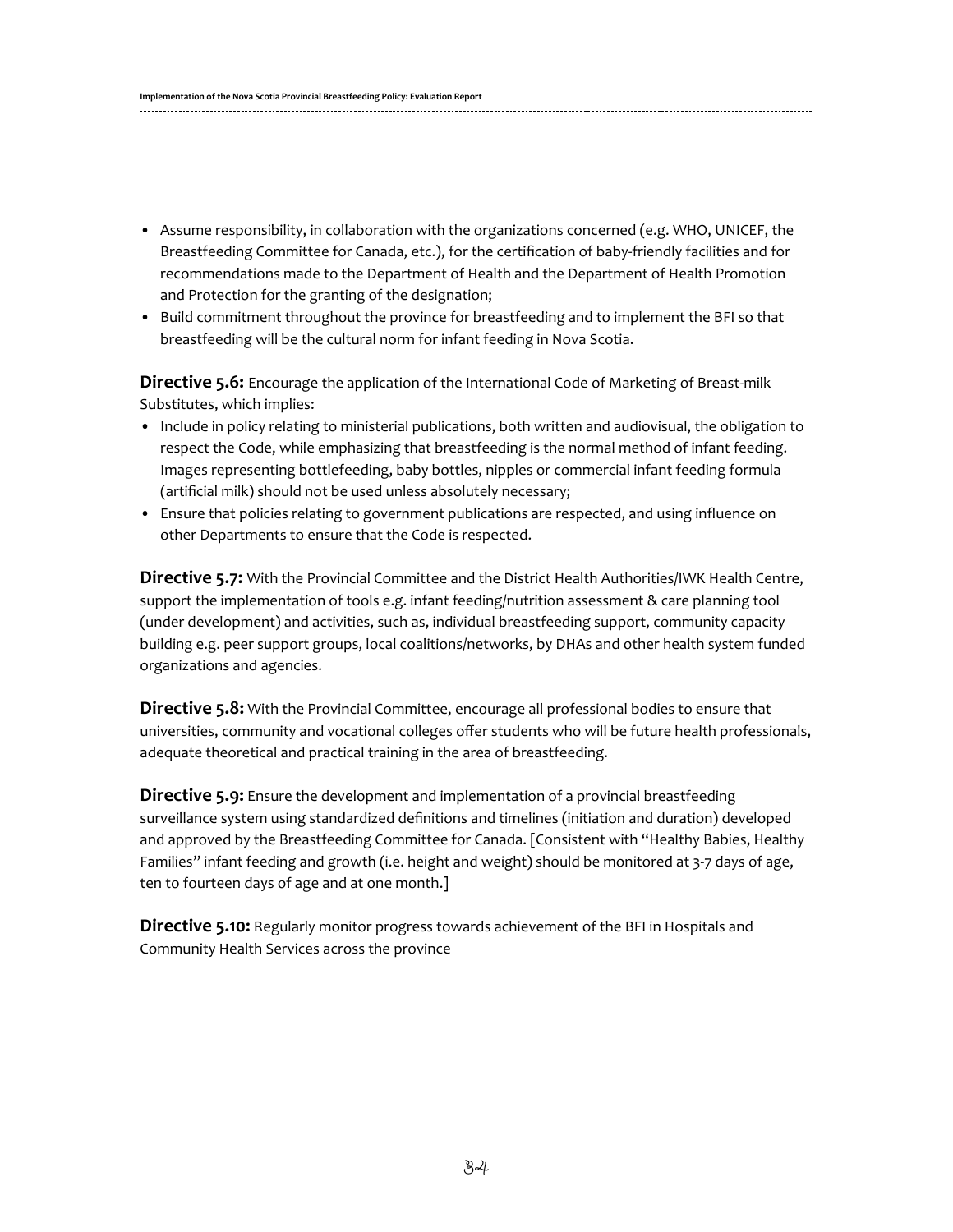- Assume responsibility, in collaboration with the organizations concerned (e.g. WHO, UNICEF, the Breastfeeding Committee for Canada, etc.), for the certification of baby-friendly facilities and for recommendations made to the Department of Health and the Department of Health Promotion and Protection for the granting of the designation;
- Build commitment throughout the province for breastfeeding and to implement the BFI so that breastfeeding will be the cultural norm for infant feeding in Nova Scotia.

**Directive 5.6:** Encourage the application of the International Code of Marketing of Breast-milk Substitutes, which implies:

- Include in policy relating to ministerial publications, both written and audiovisual, the obligation to respect the Code, while emphasizing that breastfeeding is the normal method of infant feeding. Images representing bottlefeeding, baby bottles, nipples or commercial infant feeding formula (artificial milk) should not be used unless absolutely necessary;
- Ensure that policies relating to government publications are respected, and using influence on other Departments to ensure that the Code is respected.

**Directive 5.7:** With the Provincial Committee and the District Health Authorities/IWK Health Centre, support the implementation of tools e.g. infant feeding/nutrition assessment & care planning tool (under development) and activities, such as, individual breastfeeding support, community capacity building e.g. peer support groups, local coalitions/networks, by DHAs and other health system funded organizations and agencies.

**Directive 5.8:** With the Provincial Committee, encourage all professional bodies to ensure that universities, community and vocational colleges offer students who will be future health professionals, adequate theoretical and practical training in the area of breastfeeding.

**Directive 5.9:** Ensure the development and implementation of a provincial breastfeeding surveillance system using standardized definitions and timelines (initiation and duration) developed and approved by the Breastfeeding Committee for Canada. [Consistent with "Healthy Babies, Healthy Families" infant feeding and growth (i.e. height and weight) should be monitored at 3-7 days of age, ten to fourteen days of age and at one month.]

**Directive 5.10:** Regularly monitor progress towards achievement of the BFI in Hospitals and Community Health Services across the province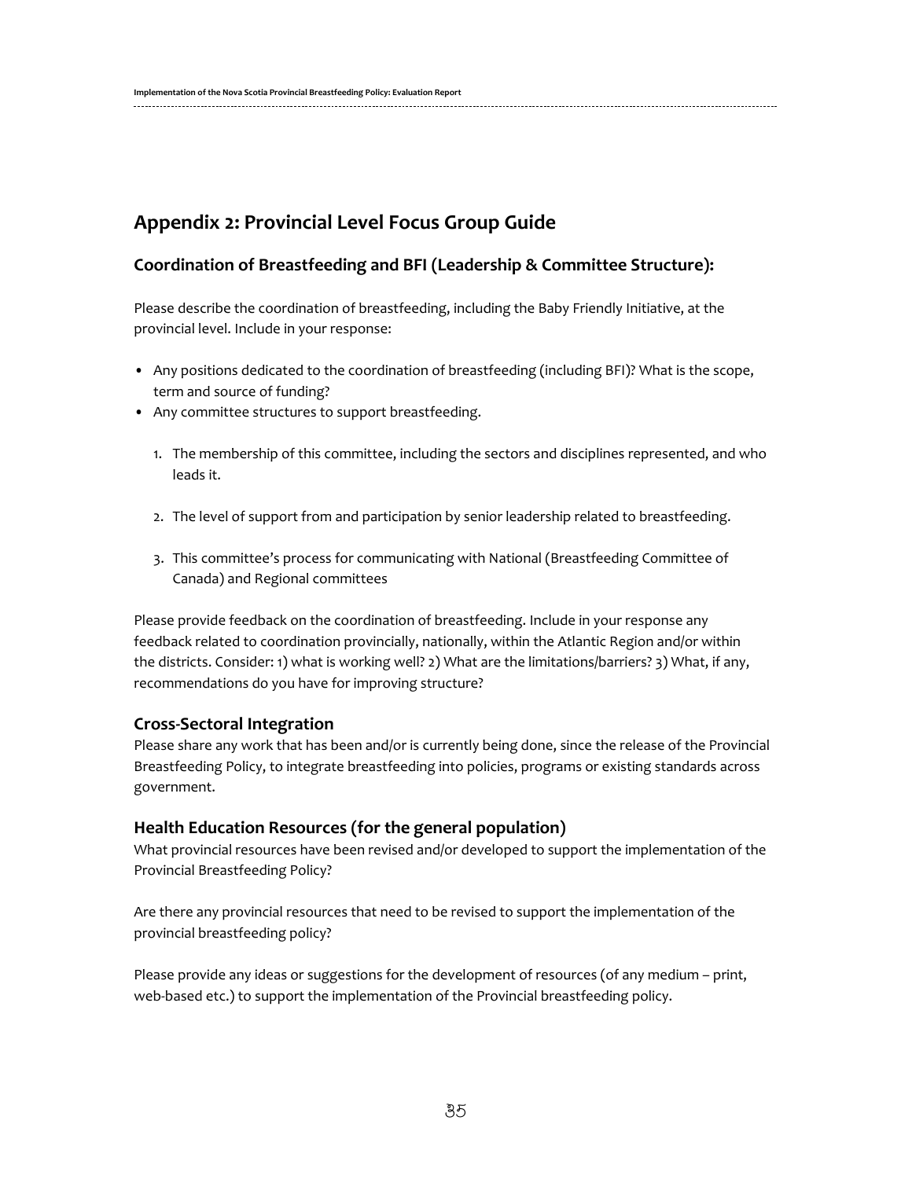## Appendix 2: Provincial Level Focus Group Guide

### Coordination of Breastfeeding and BFI (Leadership & Committee Structure):

Please describe the coordination of breastfeeding, including the Baby Friendly Initiative, at the provincial level. Include in your response:

- Any positions dedicated to the coordination of breastfeeding (including BFI)? What is the scope, term and source of funding?
- Any committee structures to support breastfeeding.

  1. The membership of this committee, including the sectors and disciplines represented, and who leads it.

  2. The level of support from and participation by senior leadership related to breastfeeding.

  3. This committee's process for communicating with National (Breastfeeding Committee of Canada) and Regional committees

Please provide feedback on the coordination of breastfeeding. Include in your response any feedback related to coordination provincially, nationally, within the Atlantic Region and/or within the districts. Consider: 1) what is working well? 2) What are the limitations/barriers? 3) What, if any, recommendations do you have for improving structure?

### Cross-Sectoral Integration

Please share any work that has been and/or is currently being done, since the release of the Provincial Breastfeeding Policy, to integrate breastfeeding into policies, programs or existing standards across government.

### Health Education Resources (for the general population)

What provincial resources have been revised and/or developed to support the implementation of the Provincial Breastfeeding Policy?

Are there any provincial resources that need to be revised to support the implementation of the provincial breastfeeding policy?

Please provide any ideas or suggestions for the development of resources (of any medium – print, web-based etc.) to support the implementation of the Provincial breastfeeding policy.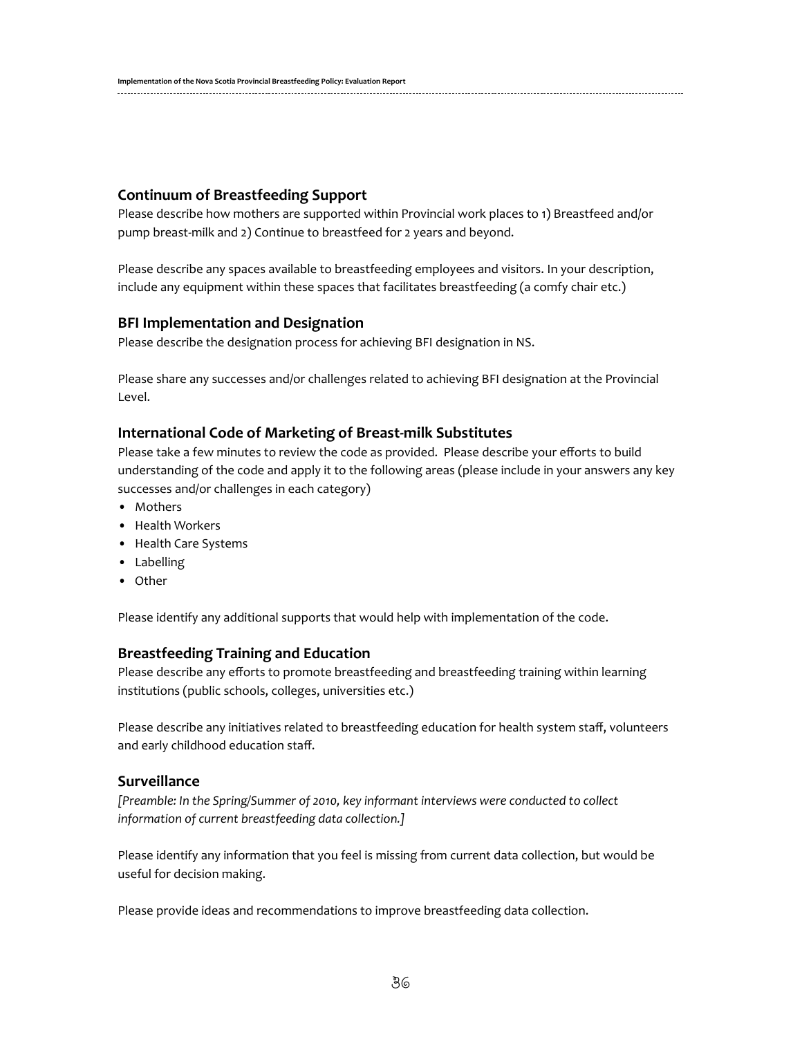### Continuum of Breastfeeding Support

Please describe how mothers are supported within Provincial work places to 1) Breastfeed and/or pump breast-milk and 2) Continue to breastfeed for 2 years and beyond.

Please describe any spaces available to breastfeeding employees and visitors. In your description, include any equipment within these spaces that facilitates breastfeeding (a comfy chair etc.)

### BFI Implementation and Designation

Please describe the designation process for achieving BFI designation in NS.

Please share any successes and/or challenges related to achieving BFI designation at the Provincial Level.

### International Code of Marketing of Breast-milk Substitutes

Please take a few minutes to review the code as provided. Please describe your efforts to build understanding of the code and apply it to the following areas (please include in your answers any key successes and/or challenges in each category)

- Mothers
- Health Workers
- Health Care Systems
- Labelling
- Other

Please identify any additional supports that would help with implementation of the code.

### Breastfeeding Training and Education

Please describe any efforts to promote breastfeeding and breastfeeding training within learning institutions (public schools, colleges, universities etc.)

Please describe any initiatives related to breastfeeding education for health system staff, volunteers and early childhood education staff.

### Surveillance

*[Preamble: In the Spring/Summer of 2010, key informant interviews were conducted to collect information of current breastfeeding data collection.]*

Please identify any information that you feel is missing from current data collection, but would be useful for decision making.

Please provide ideas and recommendations to improve breastfeeding data collection.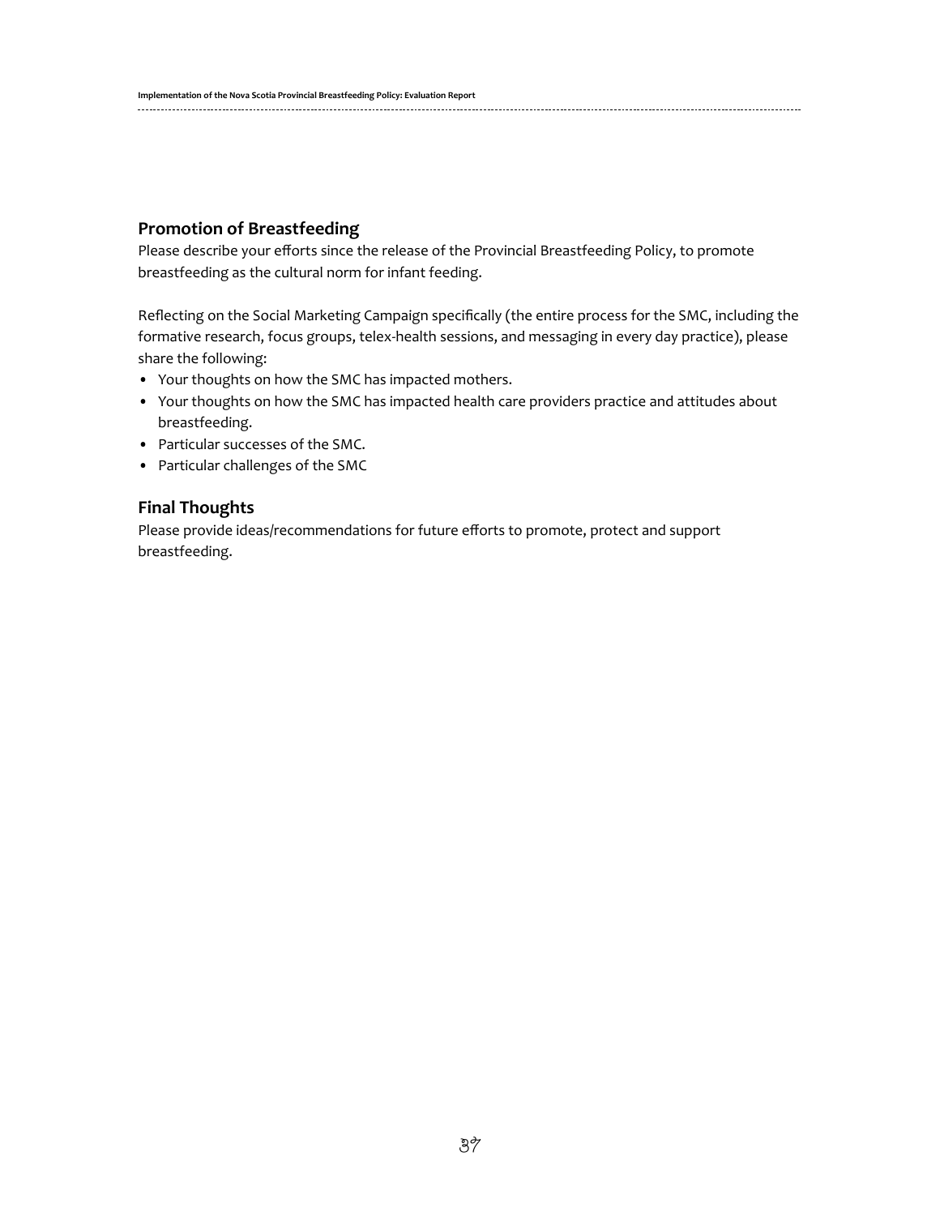## Promotion of Breastfeeding

Please describe your efforts since the release of the Provincial Breastfeeding Policy, to promote breastfeeding as the cultural norm for infant feeding.

Reflecting on the Social Marketing Campaign specifically (the entire process for the SMC, including the formative research, focus groups, telex-health sessions, and messaging in every day practice), please share the following:

- Your thoughts on how the SMC has impacted mothers.
- Your thoughts on how the SMC has impacted health care providers practice and attitudes about breastfeeding.
- Particular successes of the SMC.
- Particular challenges of the SMC

## Final Thoughts

Please provide ideas/recommendations for future efforts to promote, protect and support breastfeeding.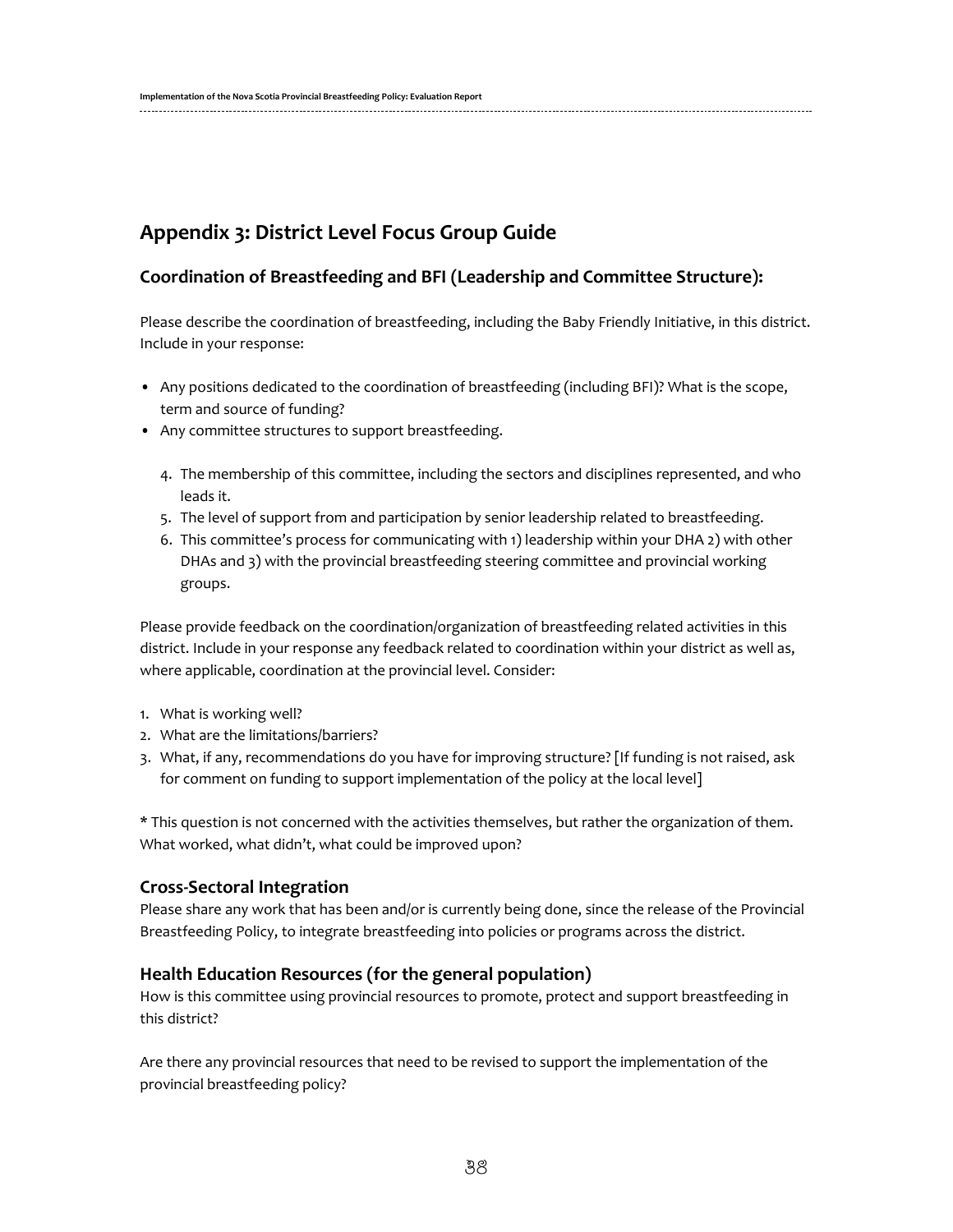# Appendix 3: District Level Focus Group Guide

## Coordination of Breastfeeding and BFI (Leadership and Committee Structure):

Please describe the coordination of breastfeeding, including the Baby Friendly Initiative, in this district. Include in your response:

- Any positions dedicated to the coordination of breastfeeding (including BFI)? What is the scope, term and source of funding?
- Any committee structures to support breastfeeding.

  4. The membership of this committee, including the sectors and disciplines represented, and who leads it.
  5. The level of support from and participation by senior leadership related to breastfeeding.
  6. This committee's process for communicating with 1) leadership within your DHA 2) with other DHAs and 3) with the provincial breastfeeding steering committee and provincial working groups.

Please provide feedback on the coordination/organization of breastfeeding related activities in this district. Include in your response any feedback related to coordination within your district as well as, where applicable, coordination at the provincial level. Consider:

1. What is working well?
2. What are the limitations/barriers?
3. What, if any, recommendations do you have for improving structure? [If funding is not raised, ask for comment on funding to support implementation of the policy at the local level]

\* This question is not concerned with the activities themselves, but rather the organization of them. What worked, what didn't, what could be improved upon?

### Cross-Sectoral Integration

Please share any work that has been and/or is currently being done, since the release of the Provincial Breastfeeding Policy, to integrate breastfeeding into policies or programs across the district.

### Health Education Resources (for the general population)

How is this committee using provincial resources to promote, protect and support breastfeeding in this district?

Are there any provincial resources that need to be revised to support the implementation of the provincial breastfeeding policy?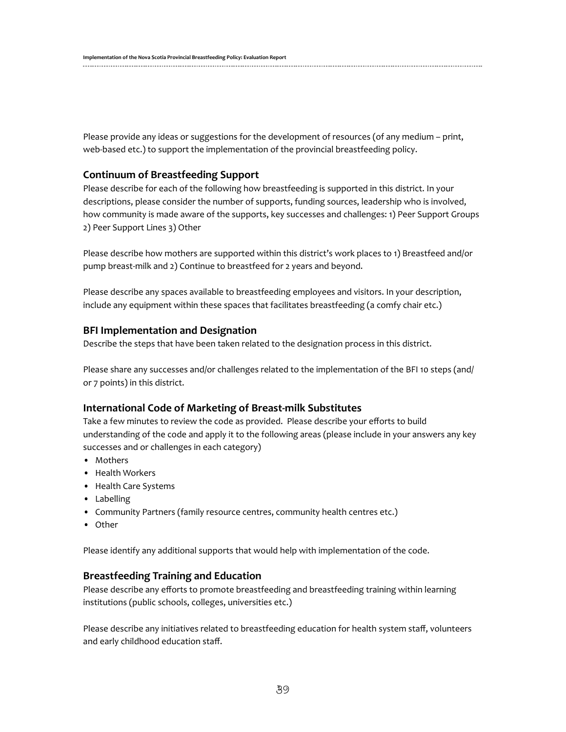Please provide any ideas or suggestions for the development of resources (of any medium – print, web-based etc.) to support the implementation of the provincial breastfeeding policy.

### Continuum of Breastfeeding Support

Please describe for each of the following how breastfeeding is supported in this district. In your descriptions, please consider the number of supports, funding sources, leadership who is involved, how community is made aware of the supports, key successes and challenges: 1) Peer Support Groups 2) Peer Support Lines 3) Other

Please describe how mothers are supported within this district's work places to 1) Breastfeed and/or pump breast-milk and 2) Continue to breastfeed for 2 years and beyond.

Please describe any spaces available to breastfeeding employees and visitors. In your description, include any equipment within these spaces that facilitates breastfeeding (a comfy chair etc.)

### BFI Implementation and Designation

Describe the steps that have been taken related to the designation process in this district.

Please share any successes and/or challenges related to the implementation of the BFI 10 steps (and/or 7 points) in this district.

### International Code of Marketing of Breast-milk Substitutes

Take a few minutes to review the code as provided. Please describe your efforts to build understanding of the code and apply it to the following areas (please include in your answers any key successes and or challenges in each category)

- Mothers
- Health Workers
- Health Care Systems
- Labelling
- Community Partners (family resource centres, community health centres etc.)
- Other

Please identify any additional supports that would help with implementation of the code.

### Breastfeeding Training and Education

Please describe any efforts to promote breastfeeding and breastfeeding training within learning institutions (public schools, colleges, universities etc.)

Please describe any initiatives related to breastfeeding education for health system staff, volunteers and early childhood education staff.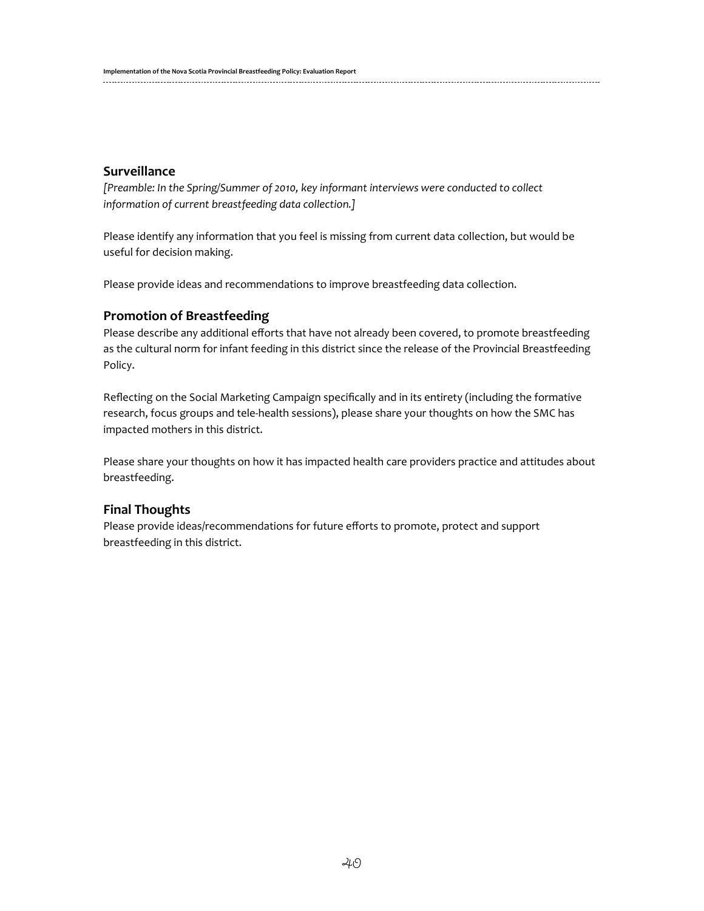## Surveillance

*[Preamble: In the Spring/Summer of 2010, key informant interviews were conducted to collect information of current breastfeeding data collection.]*

Please identify any information that you feel is missing from current data collection, but would be useful for decision making.

Please provide ideas and recommendations to improve breastfeeding data collection.

## Promotion of Breastfeeding

Please describe any additional efforts that have not already been covered, to promote breastfeeding as the cultural norm for infant feeding in this district since the release of the Provincial Breastfeeding Policy.

Reflecting on the Social Marketing Campaign specifically and in its entirety (including the formative research, focus groups and tele-health sessions), please share your thoughts on how the SMC has impacted mothers in this district.

Please share your thoughts on how it has impacted health care providers practice and attitudes about breastfeeding.

## Final Thoughts

Please provide ideas/recommendations for future efforts to promote, protect and support breastfeeding in this district.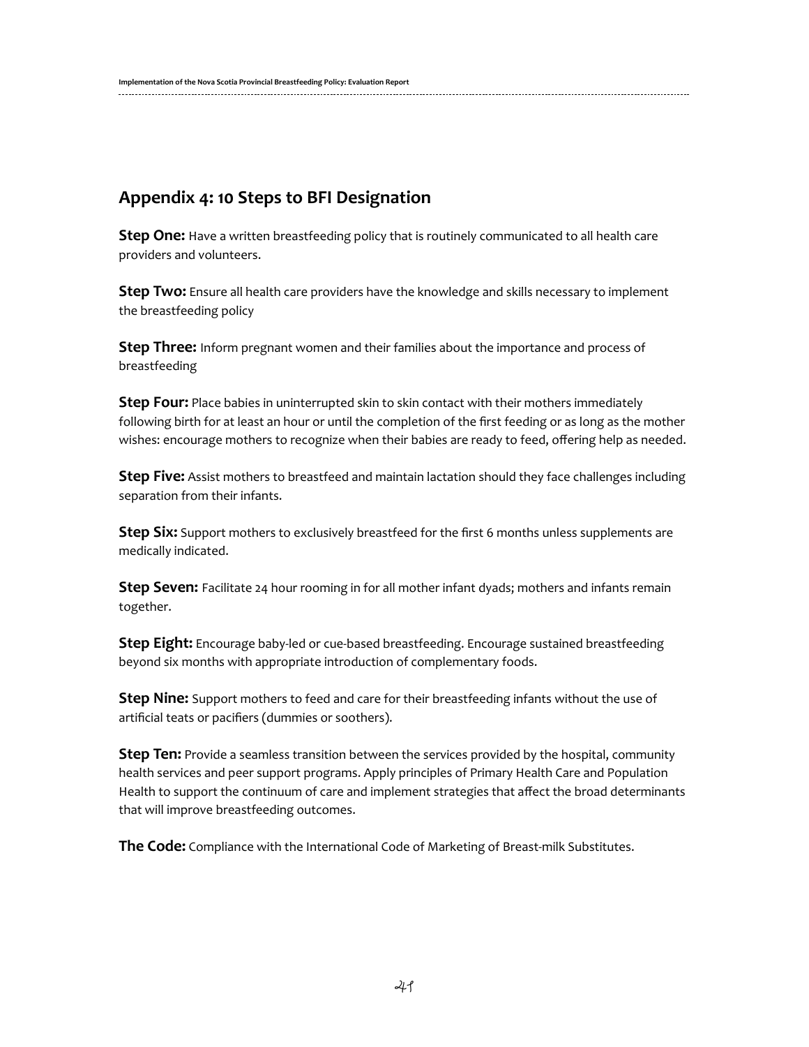## Appendix 4: 10 Steps to BFI Designation

**Step One:** Have a written breastfeeding policy that is routinely communicated to all health care providers and volunteers.

**Step Two:** Ensure all health care providers have the knowledge and skills necessary to implement the breastfeeding policy

**Step Three:** Inform pregnant women and their families about the importance and process of breastfeeding

**Step Four:** Place babies in uninterrupted skin to skin contact with their mothers immediately following birth for at least an hour or until the completion of the first feeding or as long as the mother wishes: encourage mothers to recognize when their babies are ready to feed, offering help as needed.

**Step Five:** Assist mothers to breastfeed and maintain lactation should they face challenges including separation from their infants.

**Step Six:** Support mothers to exclusively breastfeed for the first 6 months unless supplements are medically indicated.

**Step Seven:** Facilitate 24 hour rooming in for all mother infant dyads; mothers and infants remain together.

**Step Eight:** Encourage baby-led or cue-based breastfeeding. Encourage sustained breastfeeding beyond six months with appropriate introduction of complementary foods.

**Step Nine:** Support mothers to feed and care for their breastfeeding infants without the use of artificial teats or pacifiers (dummies or soothers).

**Step Ten:** Provide a seamless transition between the services provided by the hospital, community health services and peer support programs. Apply principles of Primary Health Care and Population Health to support the continuum of care and implement strategies that affect the broad determinants that will improve breastfeeding outcomes.

**The Code:** Compliance with the International Code of Marketing of Breast-milk Substitutes.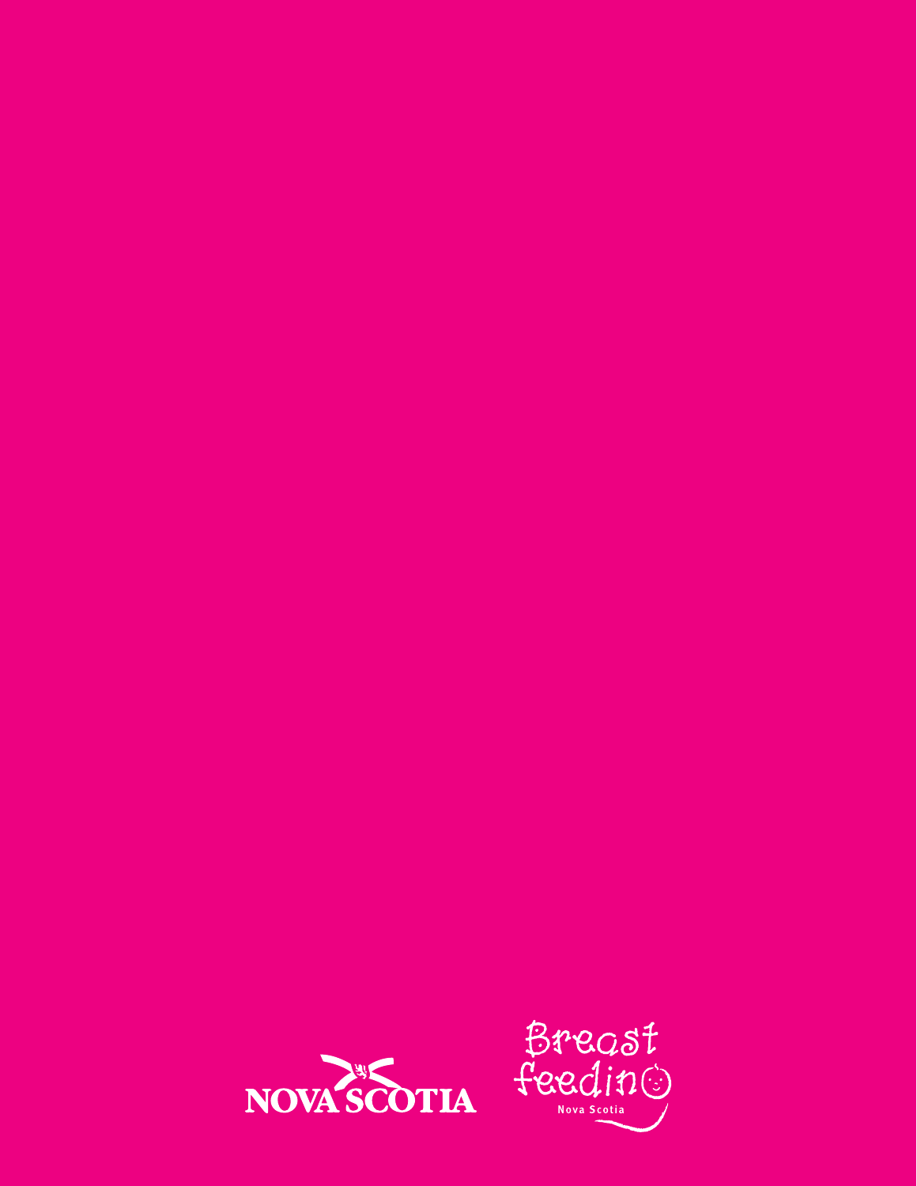NOVA SCOTIA

Breast feeding Nova Scotia